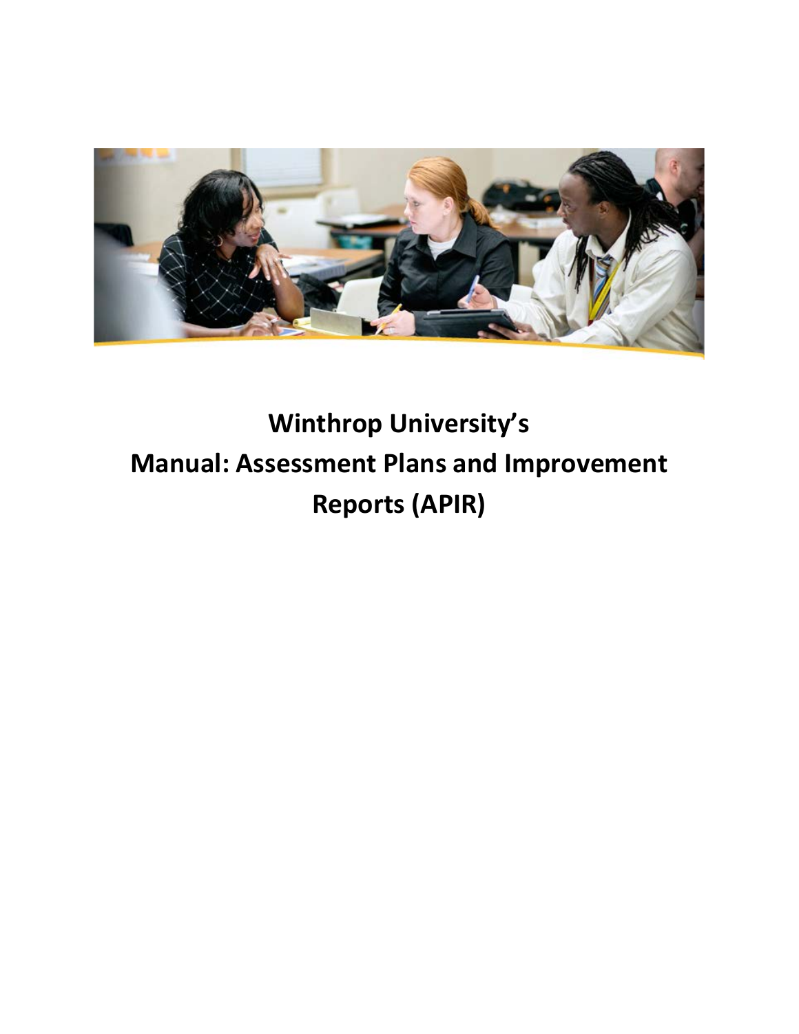# Winthrop University's
# Manual: Assessment Plans and Improvement Reports (APIR)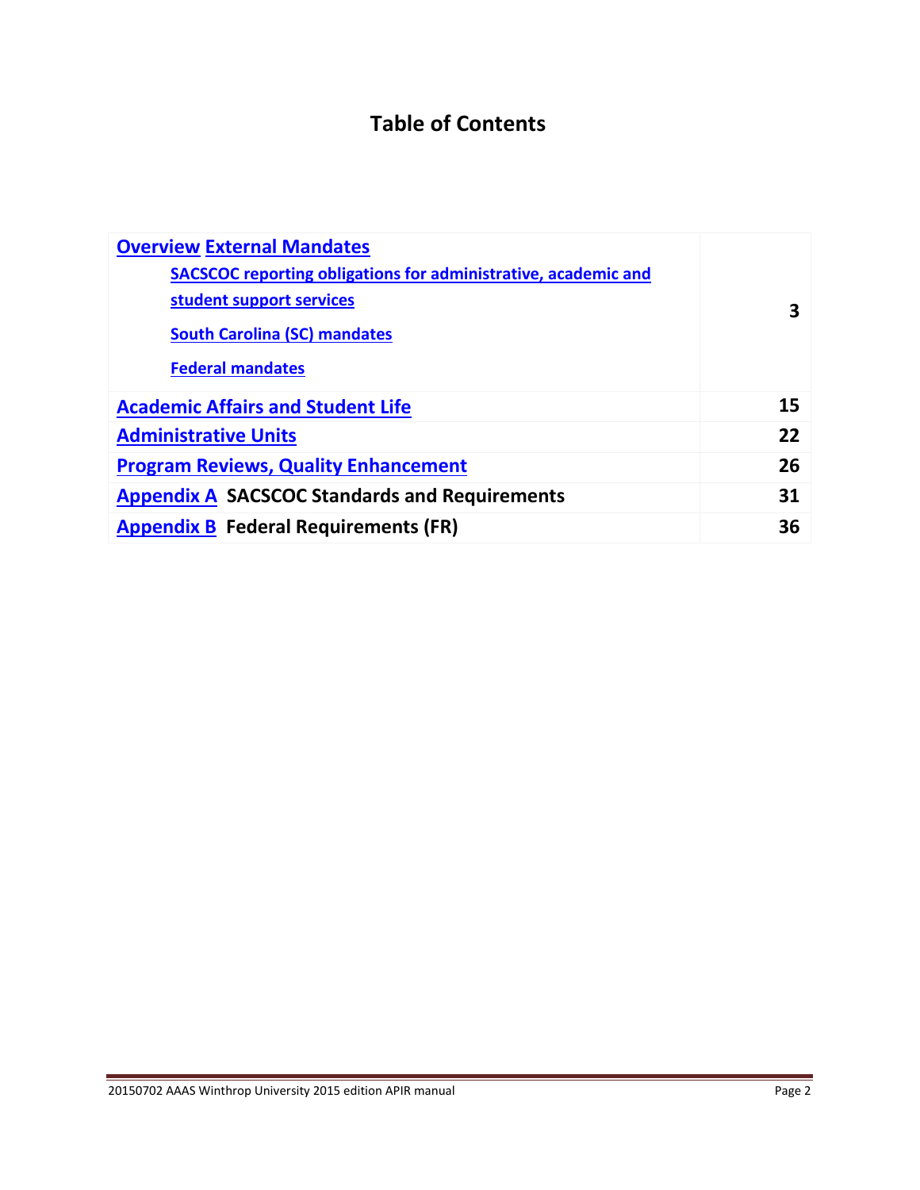# Table of Contents

| | |
|---|---|
| **Overview External Mandates**<br>SACSCOC reporting obligations for administrative, academic and student support services<br>South Carolina (SC) mandates<br>Federal mandates | **3** |
| **Academic Affairs and Student Life** | **15** |
| **Administrative Units** | **22** |
| **Program Reviews, Quality Enhancement** | **26** |
| **Appendix A SACSCOC Standards and Requirements** | **31** |
| **Appendix B Federal Requirements (FR)** | **36** |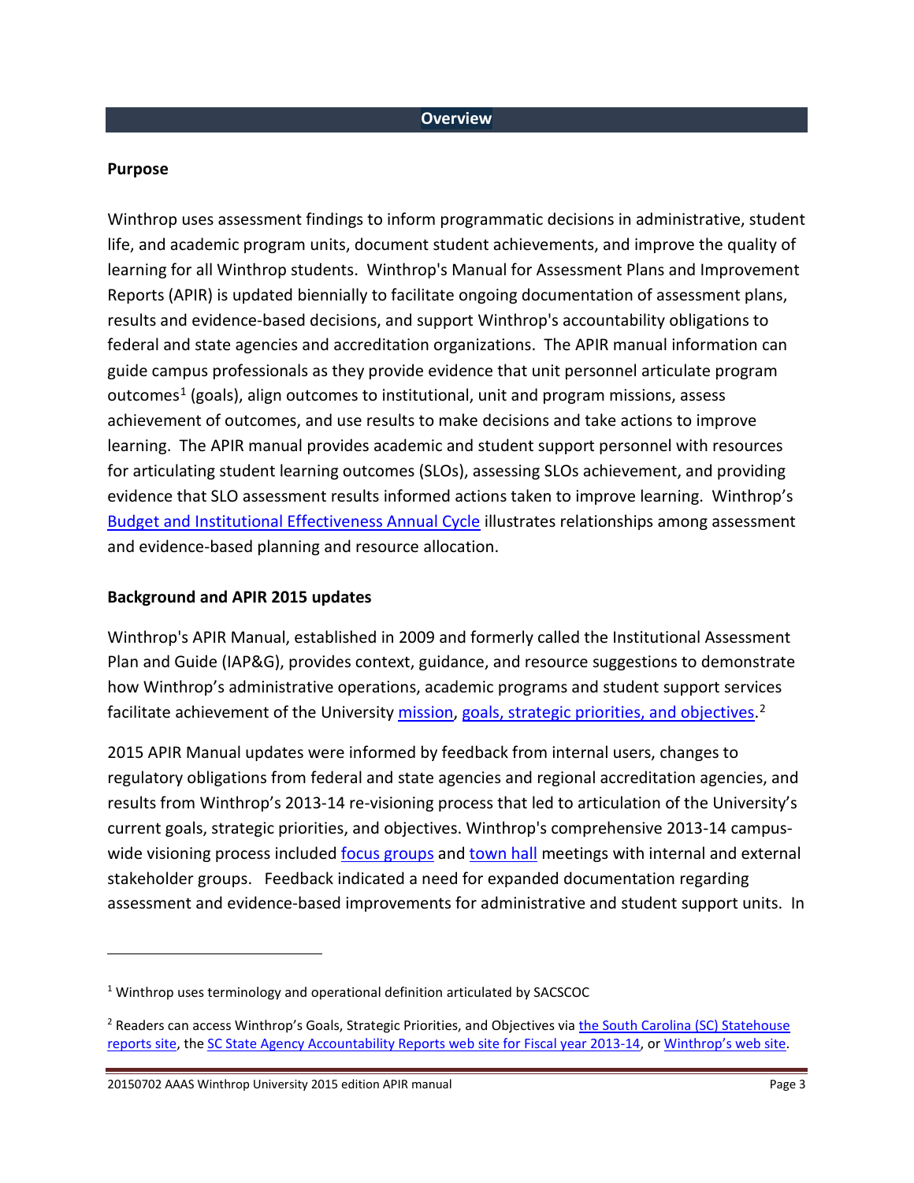## Overview

### Purpose

Winthrop uses assessment findings to inform programmatic decisions in administrative, student life, and academic program units, document student achievements, and improve the quality of learning for all Winthrop students. Winthrop's Manual for Assessment Plans and Improvement Reports (APIR) is updated biennially to facilitate ongoing documentation of assessment plans, results and evidence-based decisions, and support Winthrop's accountability obligations to federal and state agencies and accreditation organizations. The APIR manual information can guide campus professionals as they provide evidence that unit personnel articulate program outcomes[1] (goals), align outcomes to institutional, unit and program missions, assess achievement of outcomes, and use results to make decisions and take actions to improve learning. The APIR manual provides academic and student support personnel with resources for articulating student learning outcomes (SLOs), assessing SLOs achievement, and providing evidence that SLO assessment results informed actions taken to improve learning. Winthrop's Budget and Institutional Effectiveness Annual Cycle illustrates relationships among assessment and evidence-based planning and resource allocation.

### Background and APIR 2015 updates

Winthrop's APIR Manual, established in 2009 and formerly called the Institutional Assessment Plan and Guide (IAP&G), provides context, guidance, and resource suggestions to demonstrate how Winthrop's administrative operations, academic programs and student support services facilitate achievement of the University mission, goals, strategic priorities, and objectives.[2]

2015 APIR Manual updates were informed by feedback from internal users, changes to regulatory obligations from federal and state agencies and regional accreditation agencies, and results from Winthrop's 2013-14 re-visioning process that led to articulation of the University's current goals, strategic priorities, and objectives. Winthrop's comprehensive 2013-14 campus-wide visioning process included focus groups and town hall meetings with internal and external stakeholder groups. Feedback indicated a need for expanded documentation regarding assessment and evidence-based improvements for administrative and student support units. In

---

[1] Winthrop uses terminology and operational definition articulated by SACSCOC

[2] Readers can access Winthrop's Goals, Strategic Priorities, and Objectives via the South Carolina (SC) Statehouse reports site, the SC State Agency Accountability Reports web site for Fiscal year 2013-14, or Winthrop's web site.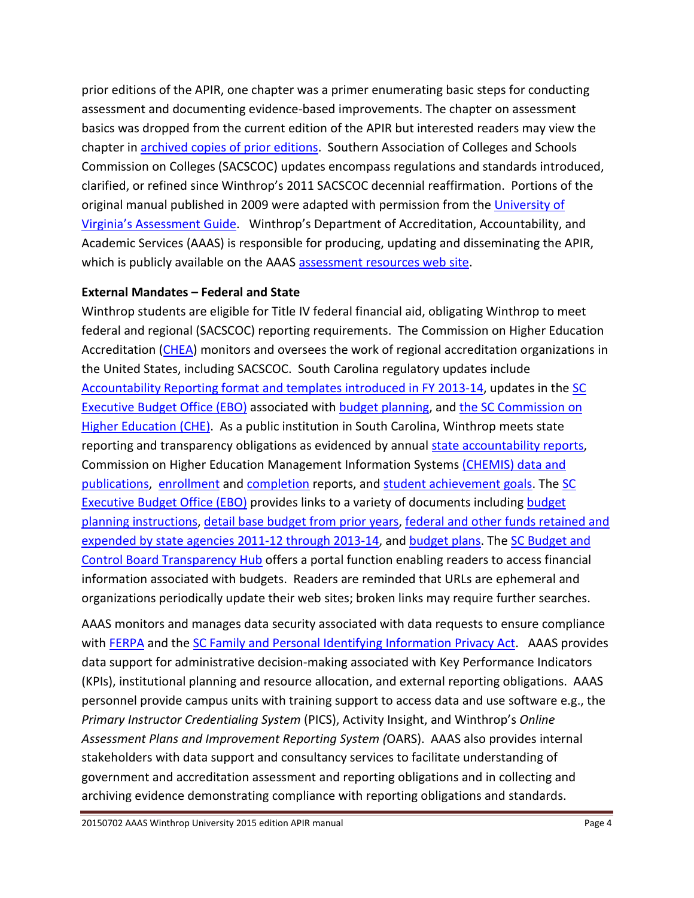prior editions of the APIR, one chapter was a primer enumerating basic steps for conducting assessment and documenting evidence-based improvements. The chapter on assessment basics was dropped from the current edition of the APIR but interested readers may view the chapter in archived copies of prior editions. Southern Association of Colleges and Schools Commission on Colleges (SACSCOC) updates encompass regulations and standards introduced, clarified, or refined since Winthrop's 2011 SACSCOC decennial reaffirmation. Portions of the original manual published in 2009 were adapted with permission from the University of Virginia's Assessment Guide. Winthrop's Department of Accreditation, Accountability, and Academic Services (AAAS) is responsible for producing, updating and disseminating the APIR, which is publicly available on the AAAS assessment resources web site.

**External Mandates – Federal and State**

Winthrop students are eligible for Title IV federal financial aid, obligating Winthrop to meet federal and regional (SACSCOC) reporting requirements. The Commission on Higher Education Accreditation (CHEA) monitors and oversees the work of regional accreditation organizations in the United States, including SACSCOC. South Carolina regulatory updates include Accountability Reporting format and templates introduced in FY 2013-14, updates in the SC Executive Budget Office (EBO) associated with budget planning, and the SC Commission on Higher Education (CHE). As a public institution in South Carolina, Winthrop meets state reporting and transparency obligations as evidenced by annual state accountability reports, Commission on Higher Education Management Information Systems (CHEMIS) data and publications, enrollment and completion reports, and student achievement goals. The SC Executive Budget Office (EBO) provides links to a variety of documents including budget planning instructions, detail base budget from prior years, federal and other funds retained and expended by state agencies 2011-12 through 2013-14, and budget plans. The SC Budget and Control Board Transparency Hub offers a portal function enabling readers to access financial information associated with budgets. Readers are reminded that URLs are ephemeral and organizations periodically update their web sites; broken links may require further searches.

AAAS monitors and manages data security associated with data requests to ensure compliance with FERPA and the SC Family and Personal Identifying Information Privacy Act. AAAS provides data support for administrative decision-making associated with Key Performance Indicators (KPIs), institutional planning and resource allocation, and external reporting obligations. AAAS personnel provide campus units with training support to access data and use software e.g., the *Primary Instructor Credentialing System* (PICS), Activity Insight, and Winthrop's *Online Assessment Plans and Improvement Reporting System (*OARS). AAAS also provides internal stakeholders with data support and consultancy services to facilitate understanding of government and accreditation assessment and reporting obligations and in collecting and archiving evidence demonstrating compliance with reporting obligations and standards.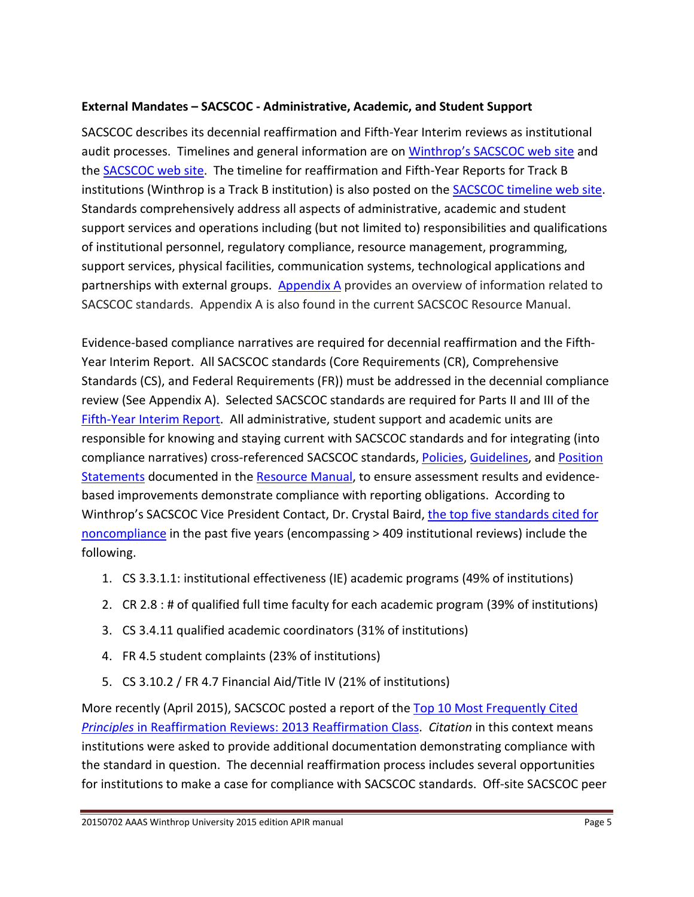**External Mandates – SACSCOC - Administrative, Academic, and Student Support**

SACSCOC describes its decennial reaffirmation and Fifth-Year Interim reviews as institutional audit processes. Timelines and general information are on Winthrop's SACSCOC web site and the SACSCOC web site. The timeline for reaffirmation and Fifth-Year Reports for Track B institutions (Winthrop is a Track B institution) is also posted on the SACSCOC timeline web site. Standards comprehensively address all aspects of administrative, academic and student support services and operations including (but not limited to) responsibilities and qualifications of institutional personnel, regulatory compliance, resource management, programming, support services, physical facilities, communication systems, technological applications and partnerships with external groups. Appendix A provides an overview of information related to SACSCOC standards. Appendix A is also found in the current SACSCOC Resource Manual.

Evidence-based compliance narratives are required for decennial reaffirmation and the Fifth-Year Interim Report. All SACSCOC standards (Core Requirements (CR), Comprehensive Standards (CS), and Federal Requirements (FR)) must be addressed in the decennial compliance review (See Appendix A). Selected SACSCOC standards are required for Parts II and III of the Fifth-Year Interim Report. All administrative, student support and academic units are responsible for knowing and staying current with SACSCOC standards and for integrating (into compliance narratives) cross-referenced SACSCOC standards, Policies, Guidelines, and Position Statements documented in the Resource Manual, to ensure assessment results and evidence-based improvements demonstrate compliance with reporting obligations. According to Winthrop's SACSCOC Vice President Contact, Dr. Crystal Baird, the top five standards cited for noncompliance in the past five years (encompassing > 409 institutional reviews) include the following.

1. CS 3.3.1.1: institutional effectiveness (IE) academic programs (49% of institutions)
2. CR 2.8 : # of qualified full time faculty for each academic program (39% of institutions)
3. CS 3.4.11 qualified academic coordinators (31% of institutions)
4. FR 4.5 student complaints (23% of institutions)
5. CS 3.10.2 / FR 4.7 Financial Aid/Title IV (21% of institutions)

More recently (April 2015), SACSCOC posted a report of the Top 10 Most Frequently Cited *Principles* in Reaffirmation Reviews: 2013 Reaffirmation Class. *Citation* in this context means institutions were asked to provide additional documentation demonstrating compliance with the standard in question. The decennial reaffirmation process includes several opportunities for institutions to make a case for compliance with SACSCOC standards. Off-site SACSCOC peer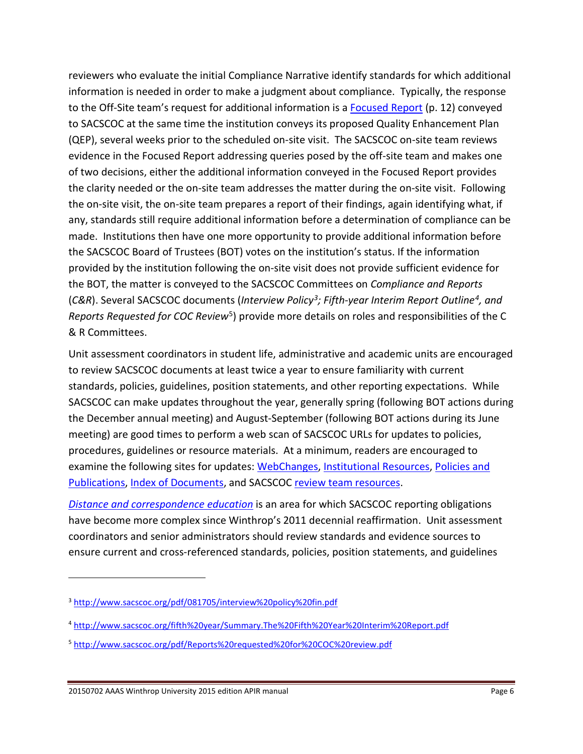reviewers who evaluate the initial Compliance Narrative identify standards for which additional information is needed in order to make a judgment about compliance. Typically, the response to the Off-Site team's request for additional information is a [Focused Report](#) (p. 12) conveyed to SACSCOC at the same time the institution conveys its proposed Quality Enhancement Plan (QEP), several weeks prior to the scheduled on-site visit. The SACSCOC on-site team reviews evidence in the Focused Report addressing queries posed by the off-site team and makes one of two decisions, either the additional information conveyed in the Focused Report provides the clarity needed or the on-site team addresses the matter during the on-site visit. Following the on-site visit, the on-site team prepares a report of their findings, again identifying what, if any, standards still require additional information before a determination of compliance can be made. Institutions then have one more opportunity to provide additional information before the SACSCOC Board of Trustees (BOT) votes on the institution's status. If the information provided by the institution following the on-site visit does not provide sufficient evidence for the BOT, the matter is conveyed to the SACSCOC Committees on *Compliance and Reports* (*C&R*). Several SACSCOC documents (*Interview Policy*[3]*; Fifth-year Interim Report Outline*[4]*, and Reports Requested for COC Review*[5]) provide more details on roles and responsibilities of the C & R Committees.

Unit assessment coordinators in student life, administrative and academic units are encouraged to review SACSCOC documents at least twice a year to ensure familiarity with current standards, policies, guidelines, position statements, and other reporting expectations. While SACSCOC can make updates throughout the year, generally spring (following BOT actions during the December annual meeting) and August-September (following BOT actions during its June meeting) are good times to perform a web scan of SACSCOC URLs for updates to policies, procedures, guidelines or resource materials. At a minimum, readers are encouraged to examine the following sites for updates: [WebChanges](#), [Institutional Resources](#), [Policies and Publications](#), [Index of Documents](#), and SACSCOC [review team resources](#).

[*Distance and correspondence education*](#) is an area for which SACSCOC reporting obligations have become more complex since Winthrop's 2011 decennial reaffirmation. Unit assessment coordinators and senior administrators should review standards and evidence sources to ensure current and cross-referenced standards, policies, position statements, and guidelines

---

[3] http://www.sacscoc.org/pdf/081705/interview%20policy%20fin.pdf

[4] http://www.sacscoc.org/fifth%20year/Summary.The%20Fifth%20Year%20Interim%20Report.pdf

[5] http://www.sacscoc.org/pdf/Reports%20requested%20for%20COC%20review.pdf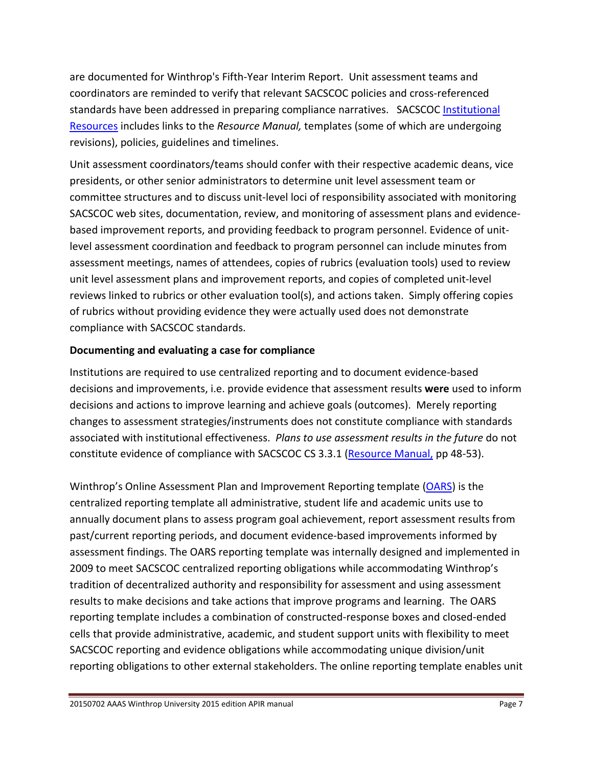are documented for Winthrop's Fifth-Year Interim Report. Unit assessment teams and coordinators are reminded to verify that relevant SACSCOC policies and cross-referenced standards have been addressed in preparing compliance narratives. SACSCOC [Institutional Resources](Institutional Resources) includes links to the *Resource Manual,* templates (some of which are undergoing revisions), policies, guidelines and timelines.

Unit assessment coordinators/teams should confer with their respective academic deans, vice presidents, or other senior administrators to determine unit level assessment team or committee structures and to discuss unit-level loci of responsibility associated with monitoring SACSCOC web sites, documentation, review, and monitoring of assessment plans and evidence-based improvement reports, and providing feedback to program personnel. Evidence of unit-level assessment coordination and feedback to program personnel can include minutes from assessment meetings, names of attendees, copies of rubrics (evaluation tools) used to review unit level assessment plans and improvement reports, and copies of completed unit-level reviews linked to rubrics or other evaluation tool(s), and actions taken. Simply offering copies of rubrics without providing evidence they were actually used does not demonstrate compliance with SACSCOC standards.

**Documenting and evaluating a case for compliance**

Institutions are required to use centralized reporting and to document evidence-based decisions and improvements, i.e. provide evidence that assessment results **were** used to inform decisions and actions to improve learning and achieve goals (outcomes). Merely reporting changes to assessment strategies/instruments does not constitute compliance with standards associated with institutional effectiveness. *Plans to use assessment results in the future* do not constitute evidence of compliance with SACSCOC CS 3.3.1 ([Resource Manual,](Resource Manual) pp 48-53).

Winthrop's Online Assessment Plan and Improvement Reporting template ([OARS](OARS)) is the centralized reporting template all administrative, student life and academic units use to annually document plans to assess program goal achievement, report assessment results from past/current reporting periods, and document evidence-based improvements informed by assessment findings. The OARS reporting template was internally designed and implemented in 2009 to meet SACSCOC centralized reporting obligations while accommodating Winthrop's tradition of decentralized authority and responsibility for assessment and using assessment results to make decisions and take actions that improve programs and learning. The OARS reporting template includes a combination of constructed-response boxes and closed-ended cells that provide administrative, academic, and student support units with flexibility to meet SACSCOC reporting and evidence obligations while accommodating unique division/unit reporting obligations to other external stakeholders. The online reporting template enables unit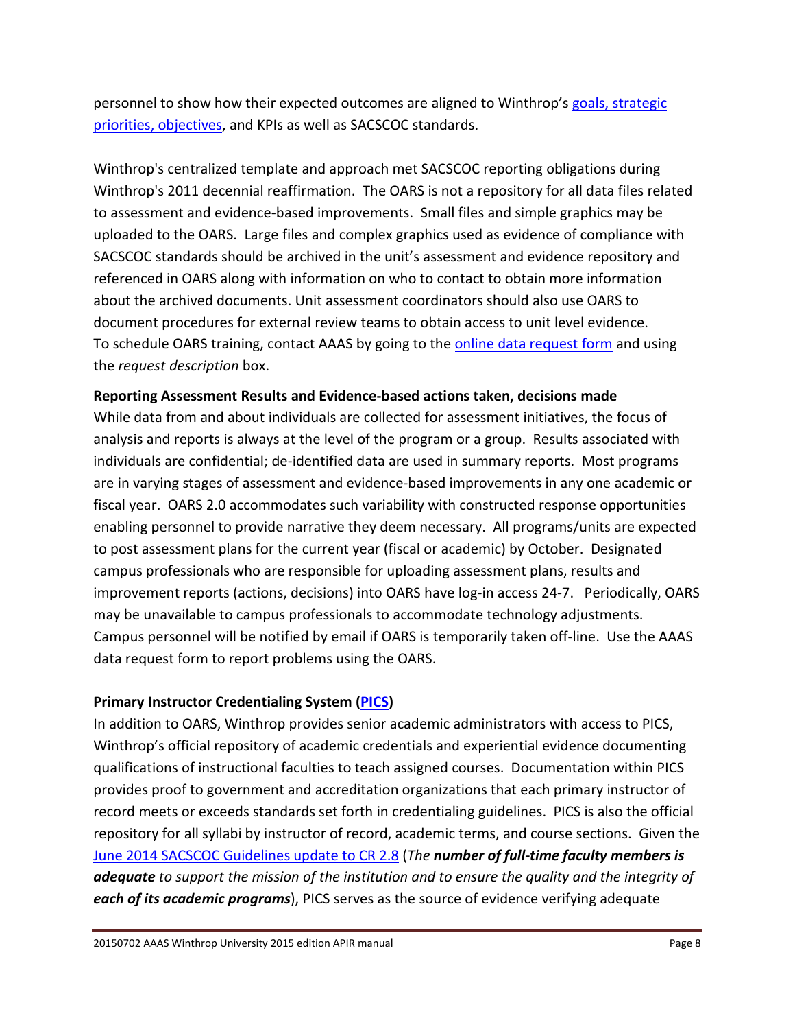personnel to show how their expected outcomes are aligned to Winthrop's [goals, strategic priorities, objectives](), and KPIs as well as SACSCOC standards.

Winthrop's centralized template and approach met SACSCOC reporting obligations during Winthrop's 2011 decennial reaffirmation. The OARS is not a repository for all data files related to assessment and evidence-based improvements. Small files and simple graphics may be uploaded to the OARS. Large files and complex graphics used as evidence of compliance with SACSCOC standards should be archived in the unit's assessment and evidence repository and referenced in OARS along with information on who to contact to obtain more information about the archived documents. Unit assessment coordinators should also use OARS to document procedures for external review teams to obtain access to unit level evidence. To schedule OARS training, contact AAAS by going to the [online data request form]() and using the *request description* box.

**Reporting Assessment Results and Evidence-based actions taken, decisions made**

While data from and about individuals are collected for assessment initiatives, the focus of analysis and reports is always at the level of the program or a group. Results associated with individuals are confidential; de-identified data are used in summary reports. Most programs are in varying stages of assessment and evidence-based improvements in any one academic or fiscal year. OARS 2.0 accommodates such variability with constructed response opportunities enabling personnel to provide narrative they deem necessary. All programs/units are expected to post assessment plans for the current year (fiscal or academic) by October. Designated campus professionals who are responsible for uploading assessment plans, results and improvement reports (actions, decisions) into OARS have log-in access 24-7. Periodically, OARS may be unavailable to campus professionals to accommodate technology adjustments. Campus personnel will be notified by email if OARS is temporarily taken off-line. Use the AAAS data request form to report problems using the OARS.

**Primary Instructor Credentialing System ([PICS]())**

In addition to OARS, Winthrop provides senior academic administrators with access to PICS, Winthrop's official repository of academic credentials and experiential evidence documenting qualifications of instructional faculties to teach assigned courses. Documentation within PICS provides proof to government and accreditation organizations that each primary instructor of record meets or exceeds standards set forth in credentialing guidelines. PICS is also the official repository for all syllabi by instructor of record, academic terms, and course sections. Given the [June 2014 SACSCOC Guidelines update to CR 2.8]() (*The **number of full-time faculty members is adequate** to support the mission of the institution and to ensure the quality and the integrity of **each of its academic programs***), PICS serves as the source of evidence verifying adequate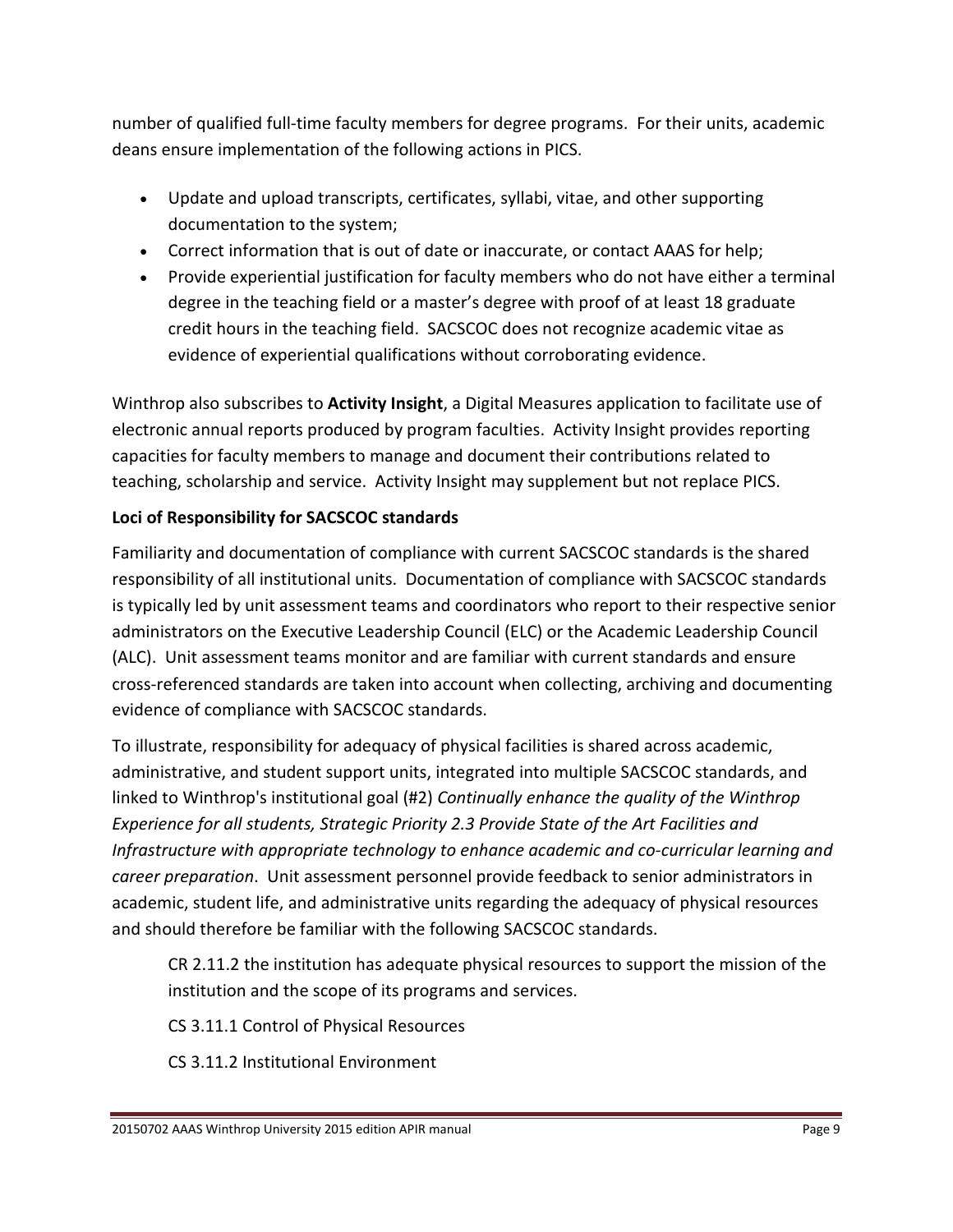number of qualified full-time faculty members for degree programs. For their units, academic deans ensure implementation of the following actions in PICS.

- Update and upload transcripts, certificates, syllabi, vitae, and other supporting documentation to the system;
- Correct information that is out of date or inaccurate, or contact AAAS for help;
- Provide experiential justification for faculty members who do not have either a terminal degree in the teaching field or a master's degree with proof of at least 18 graduate credit hours in the teaching field. SACSCOC does not recognize academic vitae as evidence of experiential qualifications without corroborating evidence.

Winthrop also subscribes to **Activity Insight**, a Digital Measures application to facilitate use of electronic annual reports produced by program faculties. Activity Insight provides reporting capacities for faculty members to manage and document their contributions related to teaching, scholarship and service. Activity Insight may supplement but not replace PICS.

**Loci of Responsibility for SACSCOC standards**

Familiarity and documentation of compliance with current SACSCOC standards is the shared responsibility of all institutional units. Documentation of compliance with SACSCOC standards is typically led by unit assessment teams and coordinators who report to their respective senior administrators on the Executive Leadership Council (ELC) or the Academic Leadership Council (ALC). Unit assessment teams monitor and are familiar with current standards and ensure cross-referenced standards are taken into account when collecting, archiving and documenting evidence of compliance with SACSCOC standards.

To illustrate, responsibility for adequacy of physical facilities is shared across academic, administrative, and student support units, integrated into multiple SACSCOC standards, and linked to Winthrop's institutional goal (#2) *Continually enhance the quality of the Winthrop Experience for all students, Strategic Priority 2.3 Provide State of the Art Facilities and Infrastructure with appropriate technology to enhance academic and co-curricular learning and career preparation*. Unit assessment personnel provide feedback to senior administrators in academic, student life, and administrative units regarding the adequacy of physical resources and should therefore be familiar with the following SACSCOC standards.

CR 2.11.2 the institution has adequate physical resources to support the mission of the institution and the scope of its programs and services.

CS 3.11.1 Control of Physical Resources

CS 3.11.2 Institutional Environment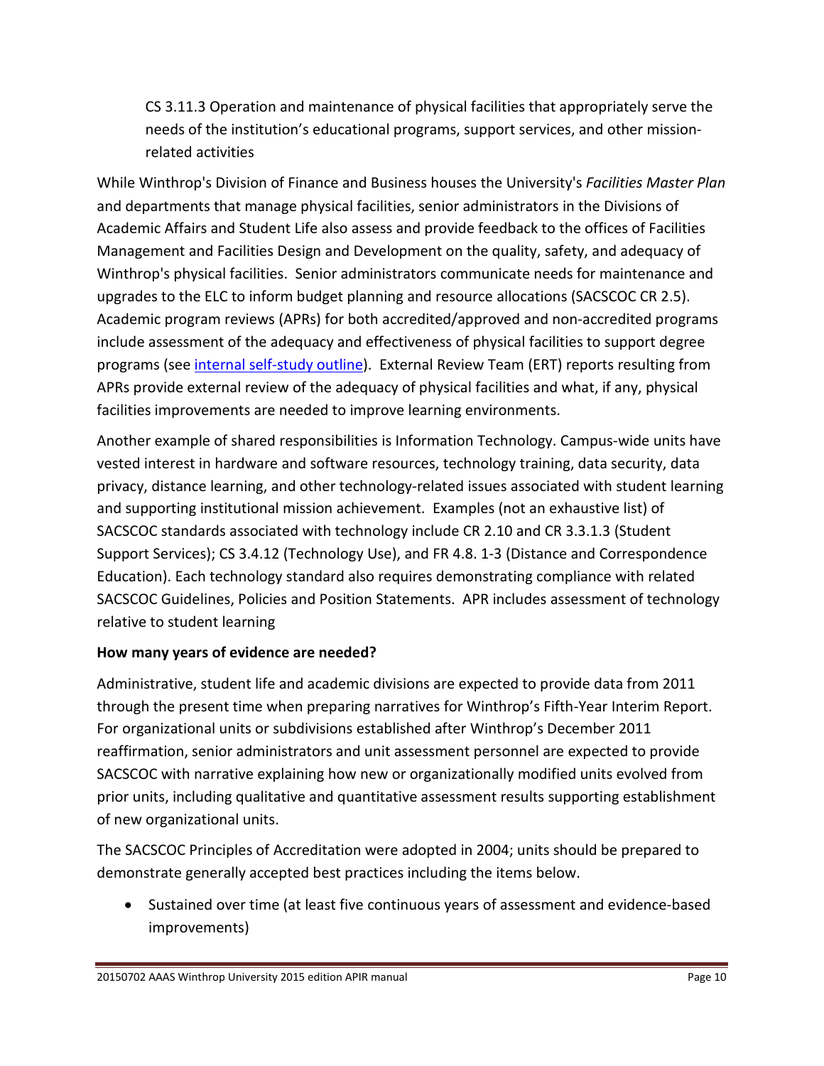CS 3.11.3 Operation and maintenance of physical facilities that appropriately serve the needs of the institution's educational programs, support services, and other mission-related activities

While Winthrop's Division of Finance and Business houses the University's *Facilities Master Plan* and departments that manage physical facilities, senior administrators in the Divisions of Academic Affairs and Student Life also assess and provide feedback to the offices of Facilities Management and Facilities Design and Development on the quality, safety, and adequacy of Winthrop's physical facilities. Senior administrators communicate needs for maintenance and upgrades to the ELC to inform budget planning and resource allocations (SACSCOC CR 2.5). Academic program reviews (APRs) for both accredited/approved and non-accredited programs include assessment of the adequacy and effectiveness of physical facilities to support degree programs (see internal self-study outline). External Review Team (ERT) reports resulting from APRs provide external review of the adequacy of physical facilities and what, if any, physical facilities improvements are needed to improve learning environments.

Another example of shared responsibilities is Information Technology. Campus-wide units have vested interest in hardware and software resources, technology training, data security, data privacy, distance learning, and other technology-related issues associated with student learning and supporting institutional mission achievement. Examples (not an exhaustive list) of SACSCOC standards associated with technology include CR 2.10 and CR 3.3.1.3 (Student Support Services); CS 3.4.12 (Technology Use), and FR 4.8. 1-3 (Distance and Correspondence Education). Each technology standard also requires demonstrating compliance with related SACSCOC Guidelines, Policies and Position Statements. APR includes assessment of technology relative to student learning

**How many years of evidence are needed?**

Administrative, student life and academic divisions are expected to provide data from 2011 through the present time when preparing narratives for Winthrop's Fifth-Year Interim Report. For organizational units or subdivisions established after Winthrop's December 2011 reaffirmation, senior administrators and unit assessment personnel are expected to provide SACSCOC with narrative explaining how new or organizationally modified units evolved from prior units, including qualitative and quantitative assessment results supporting establishment of new organizational units.

The SACSCOC Principles of Accreditation were adopted in 2004; units should be prepared to demonstrate generally accepted best practices including the items below.

- Sustained over time (at least five continuous years of assessment and evidence-based improvements)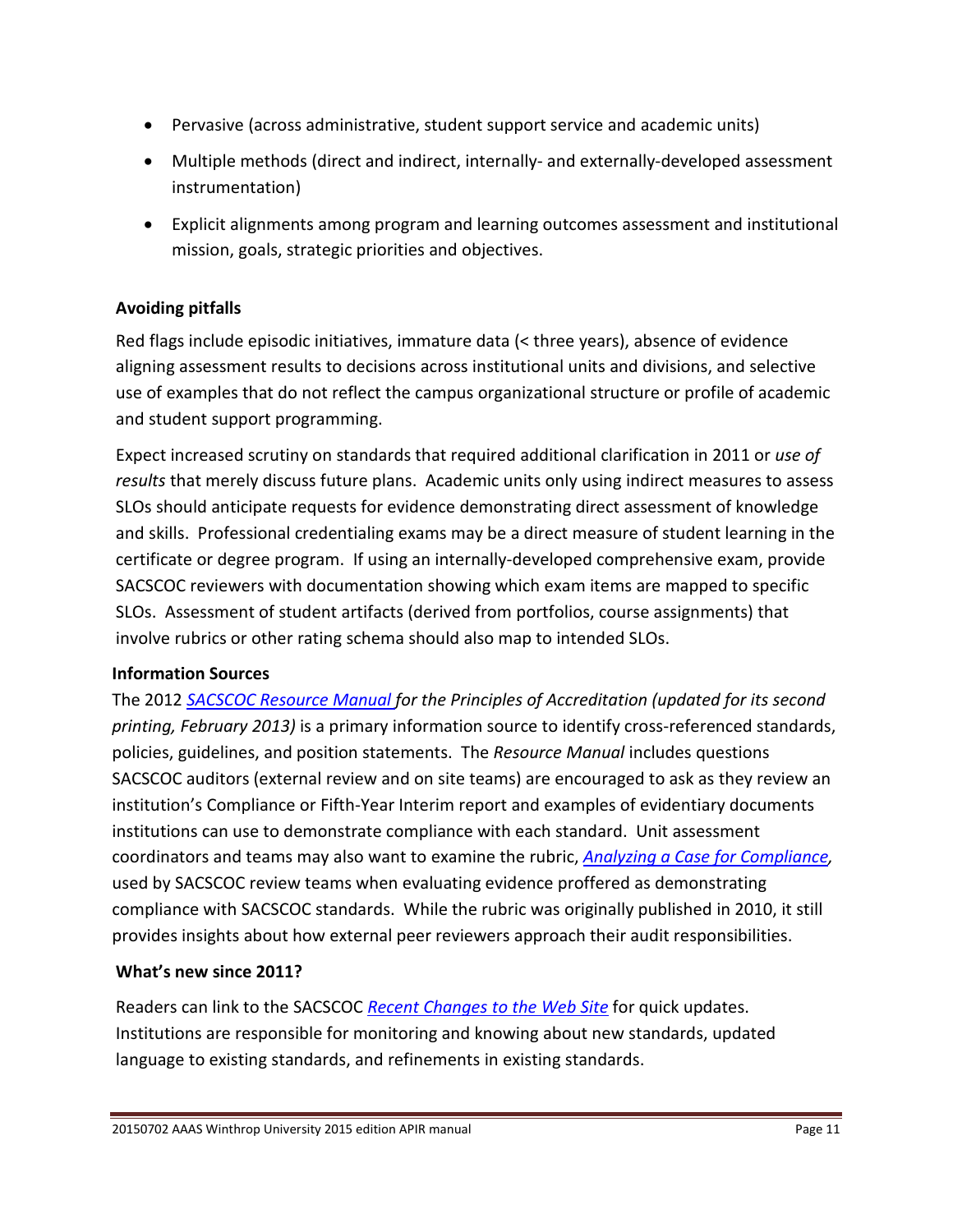- Pervasive (across administrative, student support service and academic units)
- Multiple methods (direct and indirect, internally- and externally-developed assessment instrumentation)
- Explicit alignments among program and learning outcomes assessment and institutional mission, goals, strategic priorities and objectives.

**Avoiding pitfalls**

Red flags include episodic initiatives, immature data (< three years), absence of evidence aligning assessment results to decisions across institutional units and divisions, and selective use of examples that do not reflect the campus organizational structure or profile of academic and student support programming.

Expect increased scrutiny on standards that required additional clarification in 2011 or *use of results* that merely discuss future plans. Academic units only using indirect measures to assess SLOs should anticipate requests for evidence demonstrating direct assessment of knowledge and skills. Professional credentialing exams may be a direct measure of student learning in the certificate or degree program. If using an internally-developed comprehensive exam, provide SACSCOC reviewers with documentation showing which exam items are mapped to specific SLOs. Assessment of student artifacts (derived from portfolios, course assignments) that involve rubrics or other rating schema should also map to intended SLOs.

**Information Sources**

The 2012 *SACSCOC Resource Manual for the Principles of Accreditation (updated for its second printing, February 2013)* is a primary information source to identify cross-referenced standards, policies, guidelines, and position statements. The *Resource Manual* includes questions SACSCOC auditors (external review and on site teams) are encouraged to ask as they review an institution's Compliance or Fifth-Year Interim report and examples of evidentiary documents institutions can use to demonstrate compliance with each standard. Unit assessment coordinators and teams may also want to examine the rubric, *Analyzing a Case for Compliance,* used by SACSCOC review teams when evaluating evidence proffered as demonstrating compliance with SACSCOC standards. While the rubric was originally published in 2010, it still provides insights about how external peer reviewers approach their audit responsibilities.

**What's new since 2011?**

Readers can link to the SACSCOC *Recent Changes to the Web Site* for quick updates. Institutions are responsible for monitoring and knowing about new standards, updated language to existing standards, and refinements in existing standards.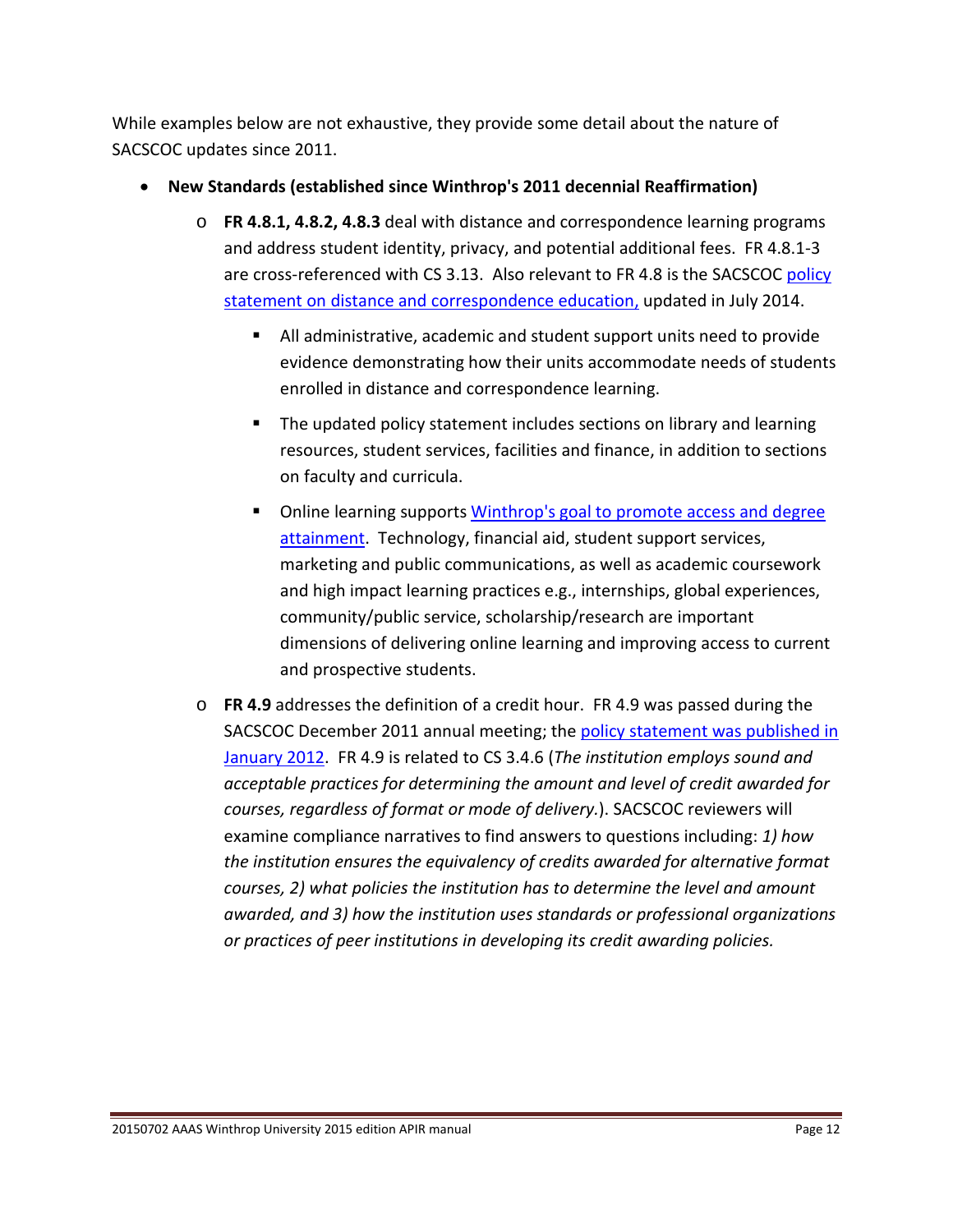While examples below are not exhaustive, they provide some detail about the nature of SACSCOC updates since 2011.

- **New Standards (established since Winthrop's 2011 decennial Reaffirmation)**
  - **FR 4.8.1, 4.8.2, 4.8.3** deal with distance and correspondence learning programs and address student identity, privacy, and potential additional fees. FR 4.8.1-3 are cross-referenced with CS 3.13. Also relevant to FR 4.8 is the SACSCOC policy statement on distance and correspondence education, updated in July 2014.
    - All administrative, academic and student support units need to provide evidence demonstrating how their units accommodate needs of students enrolled in distance and correspondence learning.
    - The updated policy statement includes sections on library and learning resources, student services, facilities and finance, in addition to sections on faculty and curricula.
    - Online learning supports Winthrop's goal to promote access and degree attainment. Technology, financial aid, student support services, marketing and public communications, as well as academic coursework and high impact learning practices e.g., internships, global experiences, community/public service, scholarship/research are important dimensions of delivering online learning and improving access to current and prospective students.
  - **FR 4.9** addresses the definition of a credit hour. FR 4.9 was passed during the SACSCOC December 2011 annual meeting; the policy statement was published in January 2012. FR 4.9 is related to CS 3.4.6 (*The institution employs sound and acceptable practices for determining the amount and level of credit awarded for courses, regardless of format or mode of delivery.*). SACSCOC reviewers will examine compliance narratives to find answers to questions including: *1) how the institution ensures the equivalency of credits awarded for alternative format courses, 2) what policies the institution has to determine the level and amount awarded, and 3) how the institution uses standards or professional organizations or practices of peer institutions in developing its credit awarding policies.*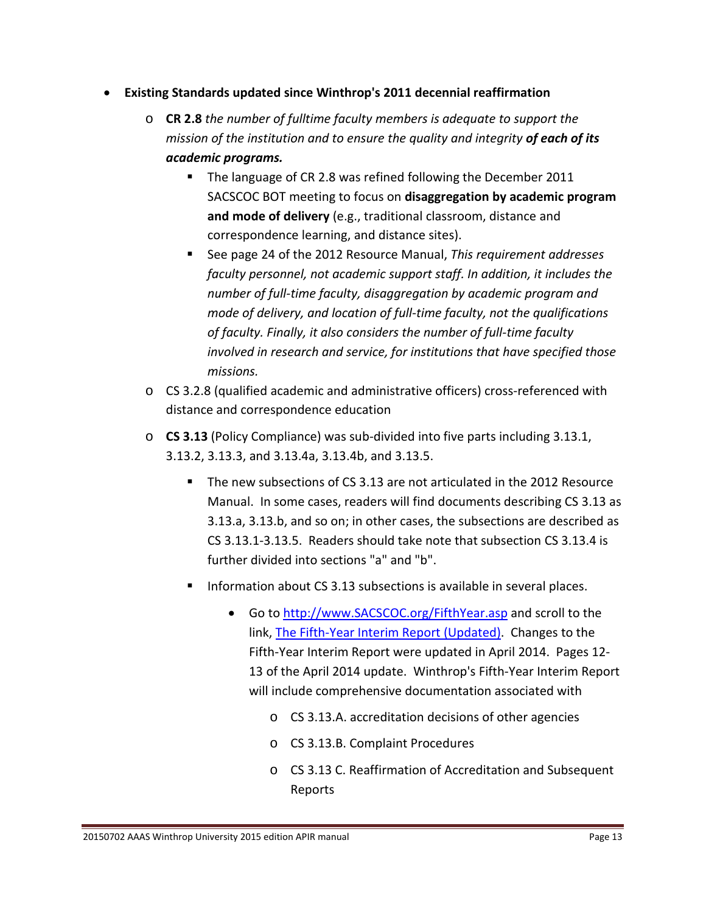- **Existing Standards updated since Winthrop's 2011 decennial reaffirmation**
    - **CR 2.8** *the number of fulltime faculty members is adequate to support the mission of the institution and to ensure the quality and integrity **of each of its academic programs.***
        - The language of CR 2.8 was refined following the December 2011 SACSCOC BOT meeting to focus on **disaggregation by academic program and mode of delivery** (e.g., traditional classroom, distance and correspondence learning, and distance sites).
        - See page 24 of the 2012 Resource Manual, *This requirement addresses faculty personnel, not academic support staff. In addition, it includes the number of full-time faculty, disaggregation by academic program and mode of delivery, and location of full-time faculty, not the qualifications of faculty. Finally, it also considers the number of full-time faculty involved in research and service, for institutions that have specified those missions.*
    - CS 3.2.8 (qualified academic and administrative officers) cross-referenced with distance and correspondence education
    - **CS 3.13** (Policy Compliance) was sub-divided into five parts including 3.13.1, 3.13.2, 3.13.3, and 3.13.4a, 3.13.4b, and 3.13.5.
        - The new subsections of CS 3.13 are not articulated in the 2012 Resource Manual. In some cases, readers will find documents describing CS 3.13 as 3.13.a, 3.13.b, and so on; in other cases, the subsections are described as CS 3.13.1-3.13.5. Readers should take note that subsection CS 3.13.4 is further divided into sections "a" and "b".
        - Information about CS 3.13 subsections is available in several places.
            - Go to [http://www.SACSCOC.org/FifthYear.asp](http://www.SACSCOC.org/FifthYear.asp) and scroll to the link, The Fifth-Year Interim Report (Updated). Changes to the Fifth-Year Interim Report were updated in April 2014. Pages 12-13 of the April 2014 update. Winthrop's Fifth-Year Interim Report will include comprehensive documentation associated with
                - CS 3.13.A. accreditation decisions of other agencies
                - CS 3.13.B. Complaint Procedures
                - CS 3.13 C. Reaffirmation of Accreditation and Subsequent Reports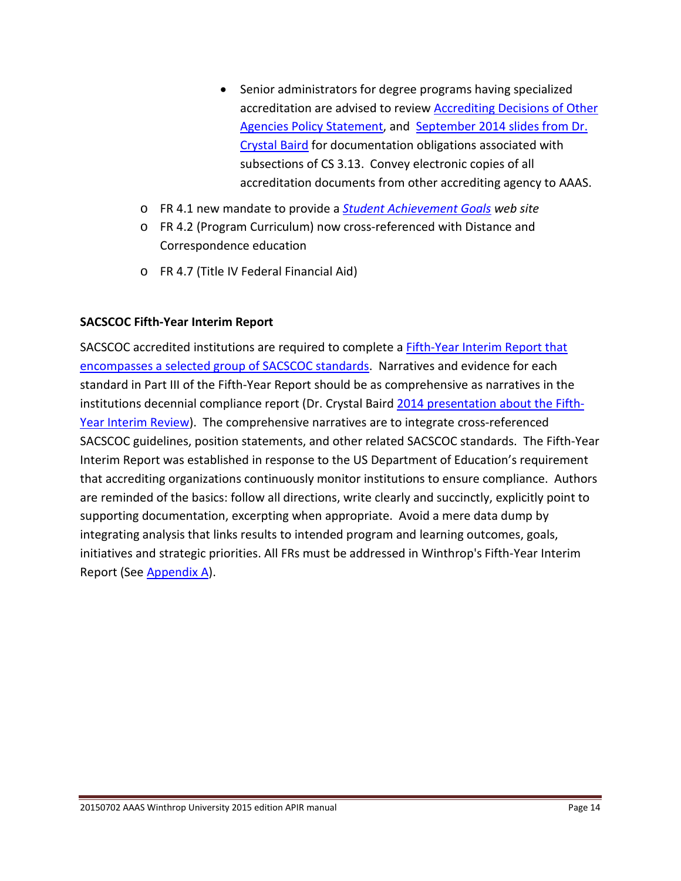- Senior administrators for degree programs having specialized accreditation are advised to review Accrediting Decisions of Other Agencies Policy Statement, and September 2014 slides from Dr. Crystal Baird for documentation obligations associated with subsections of CS 3.13. Convey electronic copies of all accreditation documents from other accrediting agency to AAAS.
  - FR 4.1 new mandate to provide a ***Student Achievement Goals*** *web site*
  - FR 4.2 (Program Curriculum) now cross-referenced with Distance and Correspondence education
  - FR 4.7 (Title IV Federal Financial Aid)

**SACSCOC Fifth-Year Interim Report**

SACSCOC accredited institutions are required to complete a Fifth-Year Interim Report that encompasses a selected group of SACSCOC standards. Narratives and evidence for each standard in Part III of the Fifth-Year Report should be as comprehensive as narratives in the institutions decennial compliance report (Dr. Crystal Baird 2014 presentation about the Fifth-Year Interim Review). The comprehensive narratives are to integrate cross-referenced SACSCOC guidelines, position statements, and other related SACSCOC standards. The Fifth-Year Interim Report was established in response to the US Department of Education's requirement that accrediting organizations continuously monitor institutions to ensure compliance. Authors are reminded of the basics: follow all directions, write clearly and succinctly, explicitly point to supporting documentation, excerpting when appropriate. Avoid a mere data dump by integrating analysis that links results to intended program and learning outcomes, goals, initiatives and strategic priorities. All FRs must be addressed in Winthrop's Fifth-Year Interim Report (See Appendix A).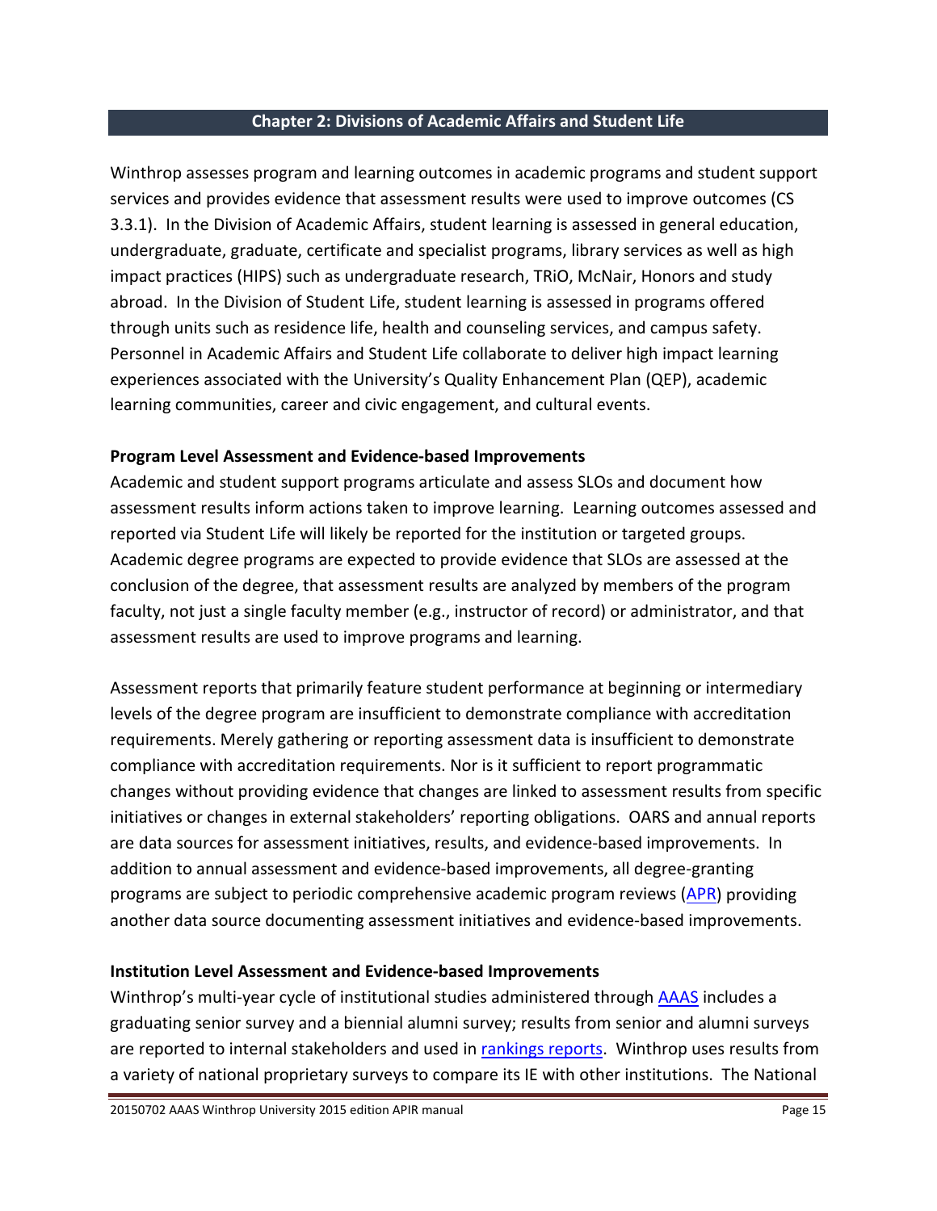## Chapter 2: Divisions of Academic Affairs and Student Life

Winthrop assesses program and learning outcomes in academic programs and student support services and provides evidence that assessment results were used to improve outcomes (CS 3.3.1). In the Division of Academic Affairs, student learning is assessed in general education, undergraduate, graduate, certificate and specialist programs, library services as well as high impact practices (HIPS) such as undergraduate research, TRiO, McNair, Honors and study abroad. In the Division of Student Life, student learning is assessed in programs offered through units such as residence life, health and counseling services, and campus safety. Personnel in Academic Affairs and Student Life collaborate to deliver high impact learning experiences associated with the University's Quality Enhancement Plan (QEP), academic learning communities, career and civic engagement, and cultural events.

**Program Level Assessment and Evidence-based Improvements**

Academic and student support programs articulate and assess SLOs and document how assessment results inform actions taken to improve learning. Learning outcomes assessed and reported via Student Life will likely be reported for the institution or targeted groups. Academic degree programs are expected to provide evidence that SLOs are assessed at the conclusion of the degree, that assessment results are analyzed by members of the program faculty, not just a single faculty member (e.g., instructor of record) or administrator, and that assessment results are used to improve programs and learning.

Assessment reports that primarily feature student performance at beginning or intermediary levels of the degree program are insufficient to demonstrate compliance with accreditation requirements. Merely gathering or reporting assessment data is insufficient to demonstrate compliance with accreditation requirements. Nor is it sufficient to report programmatic changes without providing evidence that changes are linked to assessment results from specific initiatives or changes in external stakeholders' reporting obligations. OARS and annual reports are data sources for assessment initiatives, results, and evidence-based improvements. In addition to annual assessment and evidence-based improvements, all degree-granting programs are subject to periodic comprehensive academic program reviews (APR) providing another data source documenting assessment initiatives and evidence-based improvements.

**Institution Level Assessment and Evidence-based Improvements**

Winthrop's multi-year cycle of institutional studies administered through AAAS includes a graduating senior survey and a biennial alumni survey; results from senior and alumni surveys are reported to internal stakeholders and used in rankings reports. Winthrop uses results from a variety of national proprietary surveys to compare its IE with other institutions. The National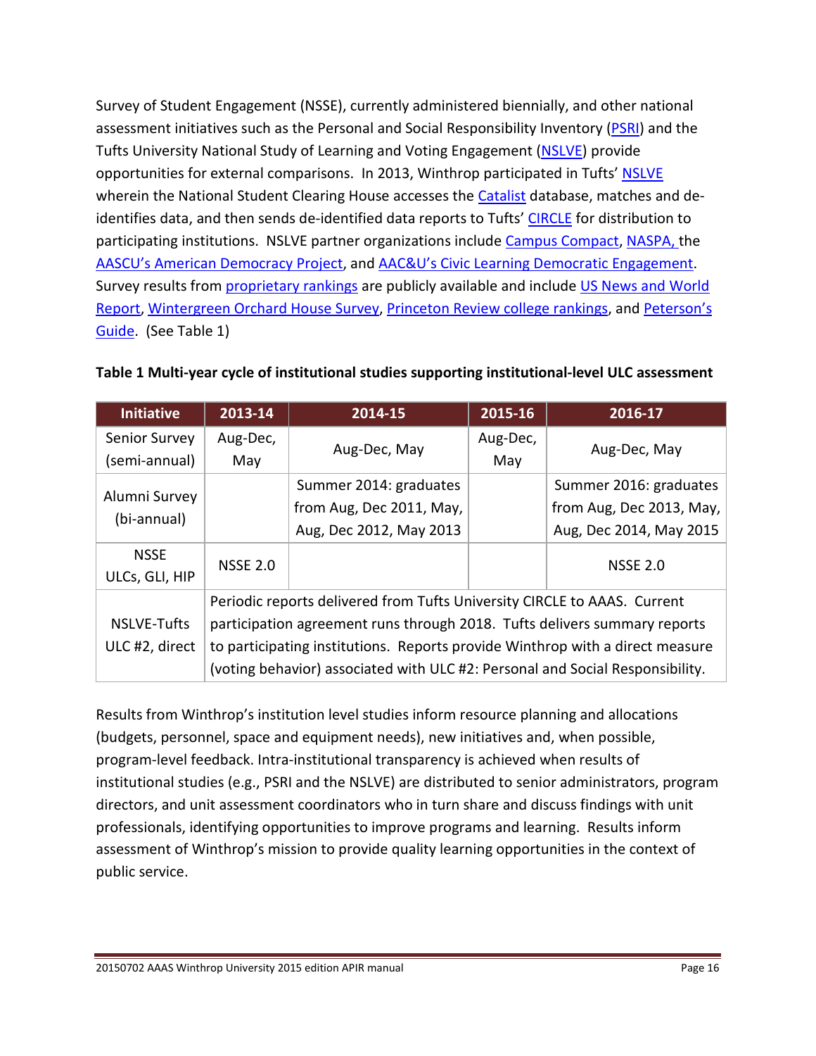Survey of Student Engagement (NSSE), currently administered biennially, and other national assessment initiatives such as the Personal and Social Responsibility Inventory (PSRI) and the Tufts University National Study of Learning and Voting Engagement (NSLVE) provide opportunities for external comparisons. In 2013, Winthrop participated in Tufts' NSLVE wherein the National Student Clearing House accesses the Catalist database, matches and de-identifies data, and then sends de-identified data reports to Tufts' CIRCLE for distribution to participating institutions. NSLVE partner organizations include Campus Compact, NASPA, the AASCU's American Democracy Project, and AAC&U's Civic Learning Democratic Engagement. Survey results from proprietary rankings are publicly available and include US News and World Report, Wintergreen Orchard House Survey, Princeton Review college rankings, and Peterson's Guide. (See Table 1)

**Table 1 Multi-year cycle of institutional studies supporting institutional-level ULC assessment**

| Initiative | 2013-14 | 2014-15 | 2015-16 | 2016-17 |
|---|---|---|---|---|
| Senior Survey (semi-annual) | Aug-Dec, May | Aug-Dec, May | Aug-Dec, May | Aug-Dec, May |
| Alumni Survey (bi-annual) | | Summer 2014: graduates from Aug, Dec 2011, May, Aug, Dec 2012, May 2013 | | Summer 2016: graduates from Aug, Dec 2013, May, Aug, Dec 2014, May 2015 |
| NSSE ULCs, GLI, HIP | NSSE 2.0 | | | NSSE 2.0 |
| NSLVE-Tufts ULC #2, direct | Periodic reports delivered from Tufts University CIRCLE to AAAS. Current participation agreement runs through 2018. Tufts delivers summary reports to participating institutions. Reports provide Winthrop with a direct measure (voting behavior) associated with ULC #2: Personal and Social Responsibility. | | | |

Results from Winthrop's institution level studies inform resource planning and allocations (budgets, personnel, space and equipment needs), new initiatives and, when possible, program-level feedback. Intra-institutional transparency is achieved when results of institutional studies (e.g., PSRI and the NSLVE) are distributed to senior administrators, program directors, and unit assessment coordinators who in turn share and discuss findings with unit professionals, identifying opportunities to improve programs and learning. Results inform assessment of Winthrop's mission to provide quality learning opportunities in the context of public service.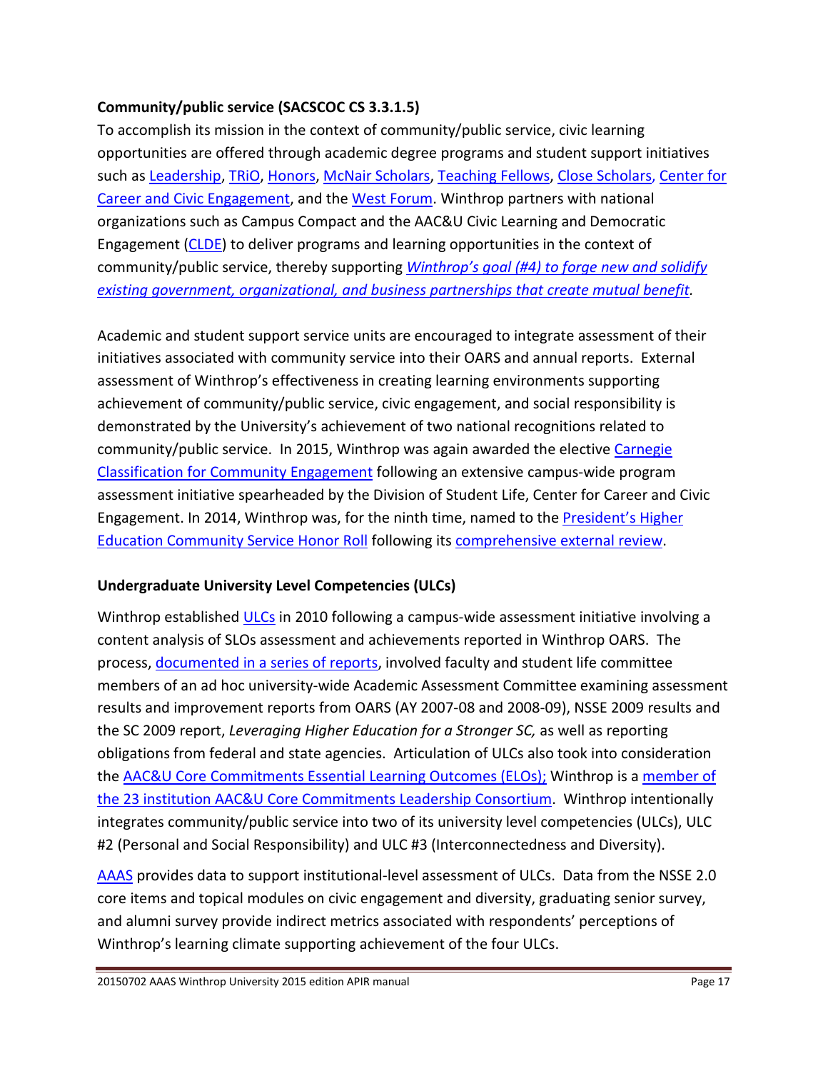**Community/public service (SACSCOC CS 3.3.1.5)**

To accomplish its mission in the context of community/public service, civic learning opportunities are offered through academic degree programs and student support initiatives such as Leadership, TRiO, Honors, McNair Scholars, Teaching Fellows, Close Scholars, Center for Career and Civic Engagement, and the West Forum. Winthrop partners with national organizations such as Campus Compact and the AAC&U Civic Learning and Democratic Engagement (CLDE) to deliver programs and learning opportunities in the context of community/public service, thereby supporting *Winthrop's goal (#4) to forge new and solidify existing government, organizational, and business partnerships that create mutual benefit*.

Academic and student support service units are encouraged to integrate assessment of their initiatives associated with community service into their OARS and annual reports. External assessment of Winthrop's effectiveness in creating learning environments supporting achievement of community/public service, civic engagement, and social responsibility is demonstrated by the University's achievement of two national recognitions related to community/public service. In 2015, Winthrop was again awarded the elective Carnegie Classification for Community Engagement following an extensive campus-wide program assessment initiative spearheaded by the Division of Student Life, Center for Career and Civic Engagement. In 2014, Winthrop was, for the ninth time, named to the President's Higher Education Community Service Honor Roll following its comprehensive external review.

**Undergraduate University Level Competencies (ULCs)**

Winthrop established ULCs in 2010 following a campus-wide assessment initiative involving a content analysis of SLOs assessment and achievements reported in Winthrop OARS. The process, documented in a series of reports, involved faculty and student life committee members of an ad hoc university-wide Academic Assessment Committee examining assessment results and improvement reports from OARS (AY 2007-08 and 2008-09), NSSE 2009 results and the SC 2009 report, *Leveraging Higher Education for a Stronger SC,* as well as reporting obligations from federal and state agencies. Articulation of ULCs also took into consideration the AAC&U Core Commitments Essential Learning Outcomes (ELOs); Winthrop is a member of the 23 institution AAC&U Core Commitments Leadership Consortium. Winthrop intentionally integrates community/public service into two of its university level competencies (ULCs), ULC #2 (Personal and Social Responsibility) and ULC #3 (Interconnectedness and Diversity).

AAAS provides data to support institutional-level assessment of ULCs. Data from the NSSE 2.0 core items and topical modules on civic engagement and diversity, graduating senior survey, and alumni survey provide indirect metrics associated with respondents' perceptions of Winthrop's learning climate supporting achievement of the four ULCs.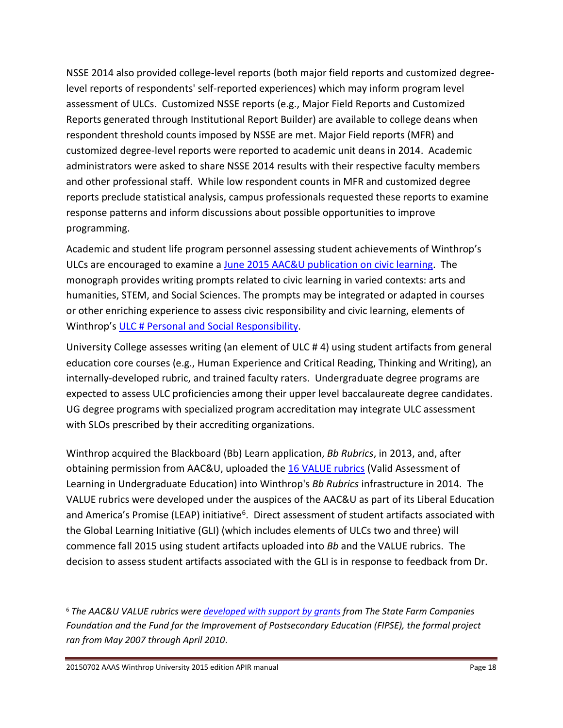NSSE 2014 also provided college-level reports (both major field reports and customized degree-level reports of respondents' self-reported experiences) which may inform program level assessment of ULCs. Customized NSSE reports (e.g., Major Field Reports and Customized Reports generated through Institutional Report Builder) are available to college deans when respondent threshold counts imposed by NSSE are met. Major Field reports (MFR) and customized degree-level reports were reported to academic unit deans in 2014. Academic administrators were asked to share NSSE 2014 results with their respective faculty members and other professional staff. While low respondent counts in MFR and customized degree reports preclude statistical analysis, campus professionals requested these reports to examine response patterns and inform discussions about possible opportunities to improve programming.

Academic and student life program personnel assessing student achievements of Winthrop's ULCs are encouraged to examine a June 2015 AAC&U publication on civic learning. The monograph provides writing prompts related to civic learning in varied contexts: arts and humanities, STEM, and Social Sciences. The prompts may be integrated or adapted in courses or other enriching experience to assess civic responsibility and civic learning, elements of Winthrop's ULC # Personal and Social Responsibility.

University College assesses writing (an element of ULC # 4) using student artifacts from general education core courses (e.g., Human Experience and Critical Reading, Thinking and Writing), an internally-developed rubric, and trained faculty raters. Undergraduate degree programs are expected to assess ULC proficiencies among their upper level baccalaureate degree candidates. UG degree programs with specialized program accreditation may integrate ULC assessment with SLOs prescribed by their accrediting organizations.

Winthrop acquired the Blackboard (Bb) Learn application, *Bb Rubrics*, in 2013, and, after obtaining permission from AAC&U, uploaded the 16 VALUE rubrics (Valid Assessment of Learning in Undergraduate Education) into Winthrop's *Bb Rubrics* infrastructure in 2014. The VALUE rubrics were developed under the auspices of the AAC&U as part of its Liberal Education and America's Promise (LEAP) initiative[6]. Direct assessment of student artifacts associated with the Global Learning Initiative (GLI) (which includes elements of ULCs two and three) will commence fall 2015 using student artifacts uploaded into *Bb* and the VALUE rubrics. The decision to assess student artifacts associated with the GLI is in response to feedback from Dr.

---

[6] *The AAC&U VALUE rubrics were developed with support by grants from The State Farm Companies Foundation and the Fund for the Improvement of Postsecondary Education (FIPSE), the formal project ran from May 2007 through April 2010*.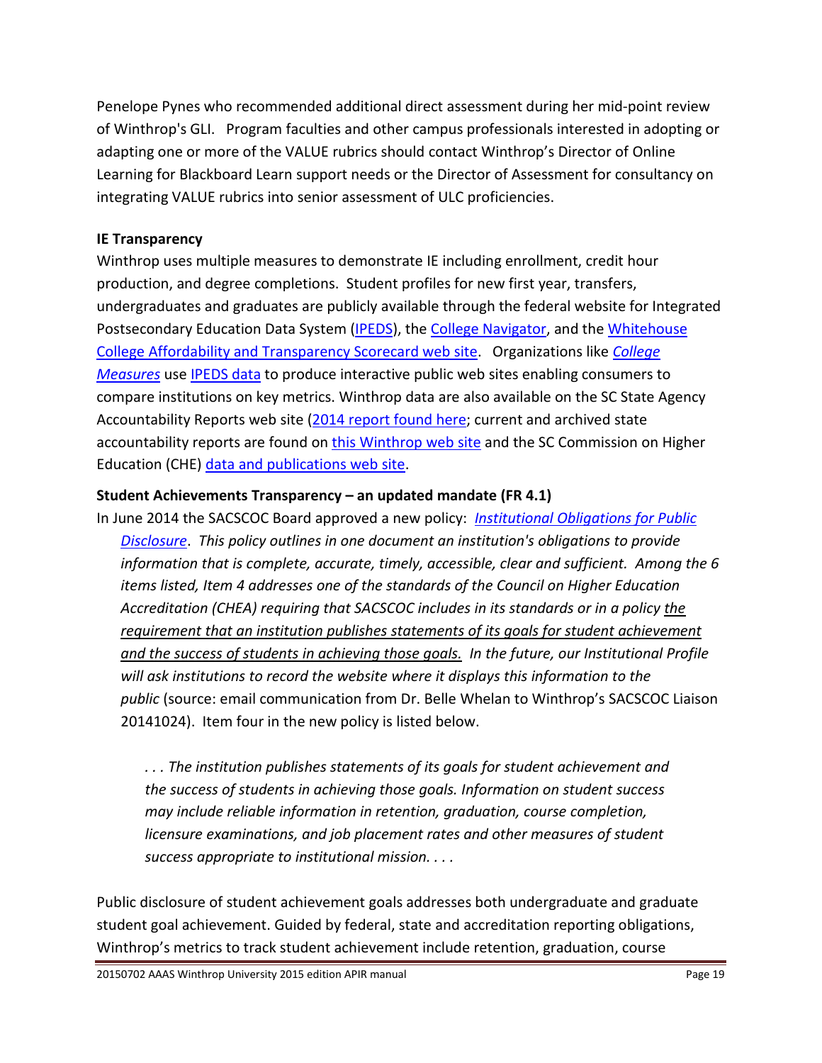Penelope Pynes who recommended additional direct assessment during her mid-point review of Winthrop's GLI. Program faculties and other campus professionals interested in adopting or adapting one or more of the VALUE rubrics should contact Winthrop's Director of Online Learning for Blackboard Learn support needs or the Director of Assessment for consultancy on integrating VALUE rubrics into senior assessment of ULC proficiencies.

**IE Transparency**

Winthrop uses multiple measures to demonstrate IE including enrollment, credit hour production, and degree completions. Student profiles for new first year, transfers, undergraduates and graduates are publicly available through the federal website for Integrated Postsecondary Education Data System (IPEDS), the College Navigator, and the Whitehouse College Affordability and Transparency Scorecard web site. Organizations like *College Measures* use IPEDS data to produce interactive public web sites enabling consumers to compare institutions on key metrics. Winthrop data are also available on the SC State Agency Accountability Reports web site (2014 report found here; current and archived state accountability reports are found on this Winthrop web site and the SC Commission on Higher Education (CHE) data and publications web site.

**Student Achievements Transparency – an updated mandate (FR 4.1)**

In June 2014 the SACSCOC Board approved a new policy: ***Institutional Obligations for Public Disclosure***. *This policy outlines in one document an institution's obligations to provide information that is complete, accurate, timely, accessible, clear and sufficient. Among the 6 items listed, Item 4 addresses one of the standards of the Council on Higher Education Accreditation (CHEA) requiring that SACSCOC includes in its standards or in a policy the requirement that an institution publishes statements of its goals for student achievement and the success of students in achieving those goals. In the future, our Institutional Profile will ask institutions to record the website where it displays this information to the public* (source: email communication from Dr. Belle Whelan to Winthrop's SACSCOC Liaison 20141024). Item four in the new policy is listed below.

> *. . . The institution publishes statements of its goals for student achievement and the success of students in achieving those goals. Information on student success may include reliable information in retention, graduation, course completion, licensure examinations, and job placement rates and other measures of student success appropriate to institutional mission. . . .*

Public disclosure of student achievement goals addresses both undergraduate and graduate student goal achievement. Guided by federal, state and accreditation reporting obligations, Winthrop's metrics to track student achievement include retention, graduation, course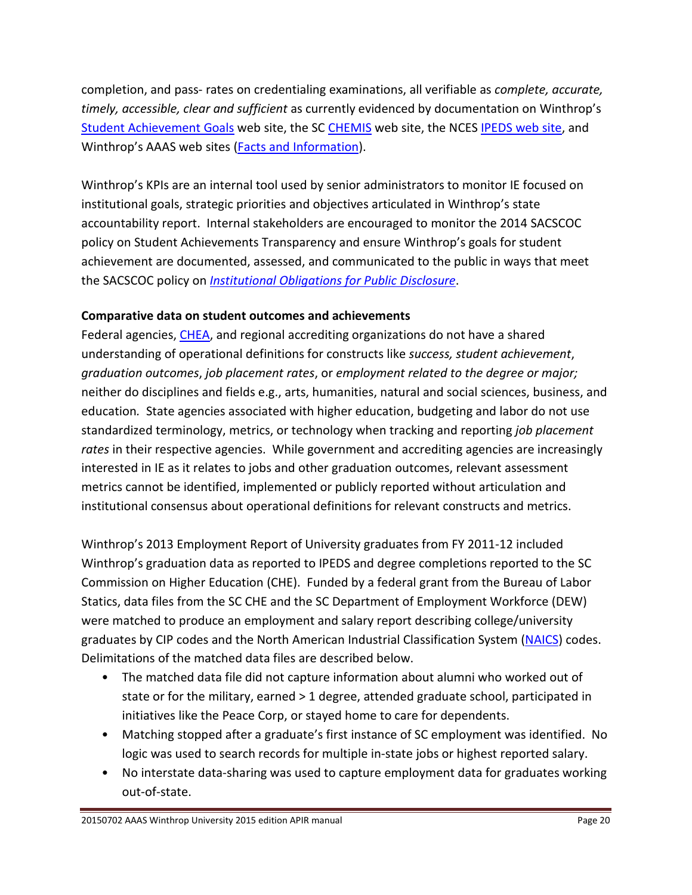completion, and pass- rates on credentialing examinations, all verifiable as *complete, accurate, timely, accessible, clear and sufficient* as currently evidenced by documentation on Winthrop's [Student Achievement Goals](#) web site, the SC [CHEMIS](#) web site, the NCES [IPEDS web site](#), and Winthrop's AAAS web sites ([Facts and Information](#)).

Winthrop's KPIs are an internal tool used by senior administrators to monitor IE focused on institutional goals, strategic priorities and objectives articulated in Winthrop's state accountability report. Internal stakeholders are encouraged to monitor the 2014 SACSCOC policy on Student Achievements Transparency and ensure Winthrop's goals for student achievement are documented, assessed, and communicated to the public in ways that meet the SACSCOC policy on [*Institutional Obligations for Public Disclosure*](#).

**Comparative data on student outcomes and achievements**

Federal agencies, [CHEA](#), and regional accrediting organizations do not have a shared understanding of operational definitions for constructs like *success, student achievement*, *graduation outcomes*, *job placement rates*, or *employment related to the degree or major;* neither do disciplines and fields e.g., arts, humanities, natural and social sciences, business, and education. State agencies associated with higher education, budgeting and labor do not use standardized terminology, metrics, or technology when tracking and reporting *job placement rates* in their respective agencies. While government and accrediting agencies are increasingly interested in IE as it relates to jobs and other graduation outcomes, relevant assessment metrics cannot be identified, implemented or publicly reported without articulation and institutional consensus about operational definitions for relevant constructs and metrics.

Winthrop's 2013 Employment Report of University graduates from FY 2011-12 included Winthrop's graduation data as reported to IPEDS and degree completions reported to the SC Commission on Higher Education (CHE). Funded by a federal grant from the Bureau of Labor Statics, data files from the SC CHE and the SC Department of Employment Workforce (DEW) were matched to produce an employment and salary report describing college/university graduates by CIP codes and the North American Industrial Classification System ([NAICS](#)) codes. Delimitations of the matched data files are described below.

- The matched data file did not capture information about alumni who worked out of state or for the military, earned > 1 degree, attended graduate school, participated in initiatives like the Peace Corp, or stayed home to care for dependents.
- Matching stopped after a graduate's first instance of SC employment was identified. No logic was used to search records for multiple in-state jobs or highest reported salary.
- No interstate data-sharing was used to capture employment data for graduates working out-of-state.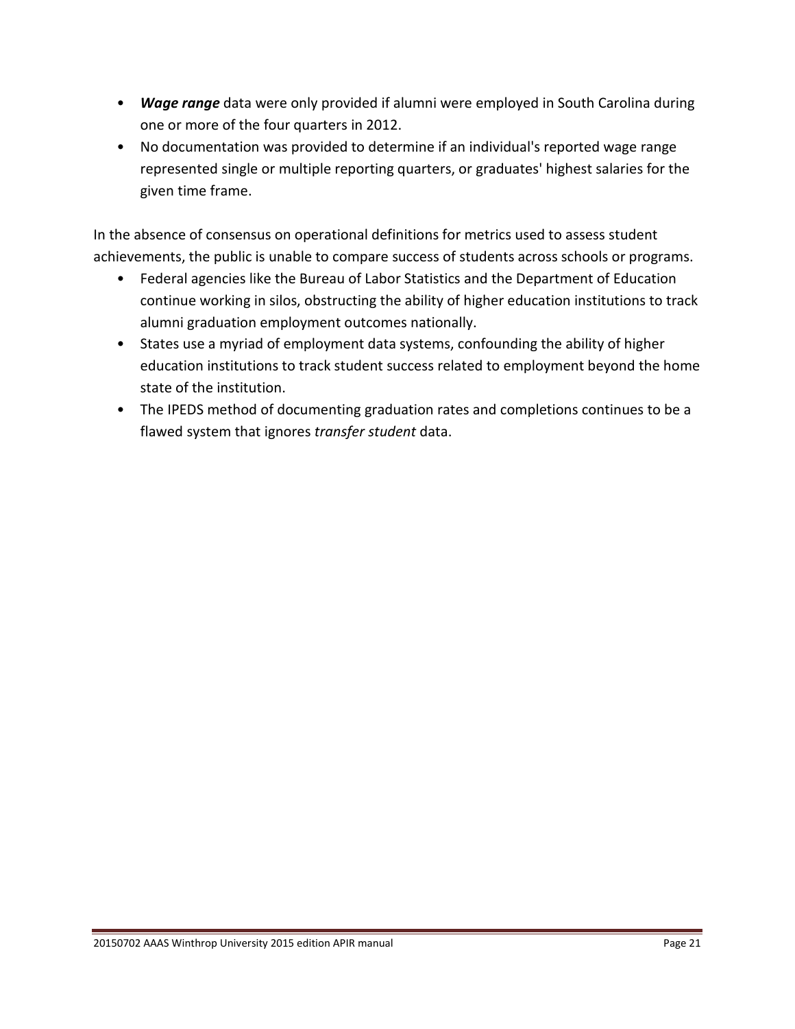- ***Wage range*** data were only provided if alumni were employed in South Carolina during one or more of the four quarters in 2012.
- No documentation was provided to determine if an individual's reported wage range represented single or multiple reporting quarters, or graduates' highest salaries for the given time frame.

In the absence of consensus on operational definitions for metrics used to assess student achievements, the public is unable to compare success of students across schools or programs.

- Federal agencies like the Bureau of Labor Statistics and the Department of Education continue working in silos, obstructing the ability of higher education institutions to track alumni graduation employment outcomes nationally.
- States use a myriad of employment data systems, confounding the ability of higher education institutions to track student success related to employment beyond the home state of the institution.
- The IPEDS method of documenting graduation rates and completions continues to be a flawed system that ignores *transfer student* data.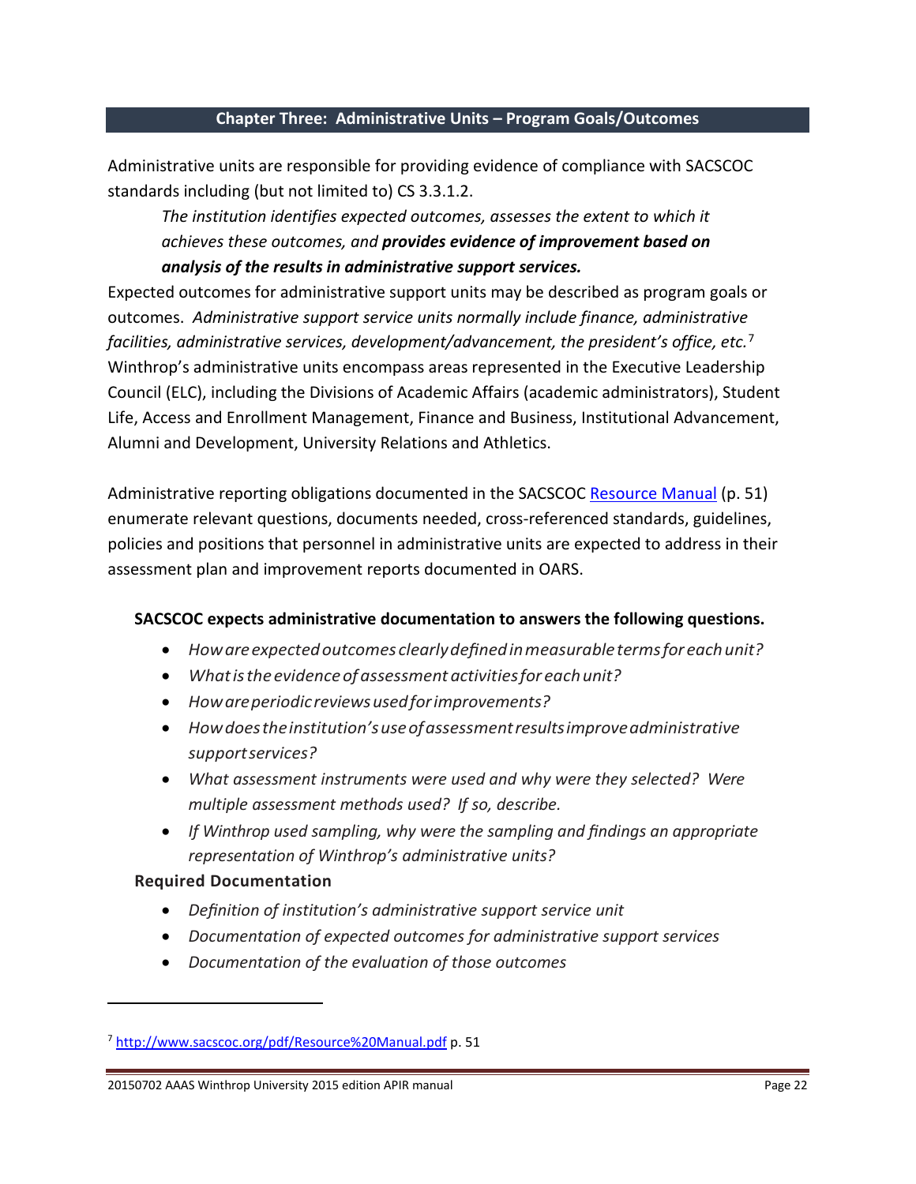## Chapter Three: Administrative Units – Program Goals/Outcomes

Administrative units are responsible for providing evidence of compliance with SACSCOC standards including (but not limited to) CS 3.3.1.2.

> *The institution identifies expected outcomes, assesses the extent to which it achieves these outcomes, and* ***provides evidence of improvement based on analysis of the results in administrative support services.***

Expected outcomes for administrative support units may be described as program goals or outcomes. *Administrative support service units normally include finance, administrative facilities, administrative services, development/advancement, the president's office, etc.*[7] Winthrop's administrative units encompass areas represented in the Executive Leadership Council (ELC), including the Divisions of Academic Affairs (academic administrators), Student Life, Access and Enrollment Management, Finance and Business, Institutional Advancement, Alumni and Development, University Relations and Athletics.

Administrative reporting obligations documented in the SACSCOC [Resource Manual](http://www.sacscoc.org/pdf/Resource%20Manual.pdf) (p. 51) enumerate relevant questions, documents needed, cross-referenced standards, guidelines, policies and positions that personnel in administrative units are expected to address in their assessment plan and improvement reports documented in OARS.

**SACSCOC expects administrative documentation to answers the following questions.**

- *How are expected outcomes clearly defined in measurable terms for each unit?*
- *What is the evidence of assessment activities for each unit?*
- *How are periodic reviews used for improvements?*
- *How does the institution's use of assessment results improve administrative support services?*
- *What assessment instruments were used and why were they selected? Were multiple assessment methods used? If so, describe.*
- *If Winthrop used sampling, why were the sampling and findings an appropriate representation of Winthrop's administrative units?*

**Required Documentation**

- *Definition of institution's administrative support service unit*
- *Documentation of expected outcomes for administrative support services*
- *Documentation of the evaluation of those outcomes*

---

[7] http://www.sacscoc.org/pdf/Resource%20Manual.pdf p. 51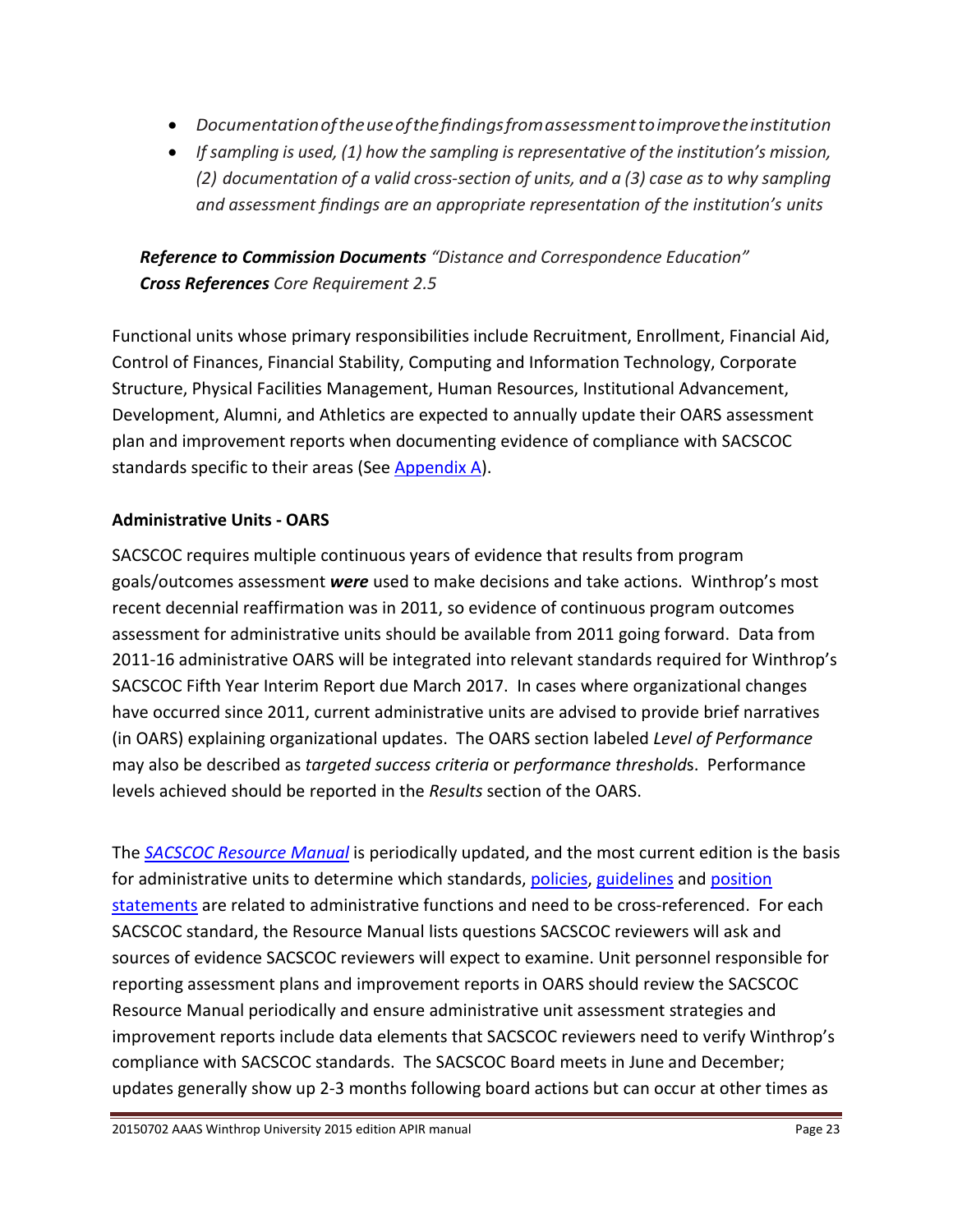- *Documentation of the use of the findings from assessment to improve the institution*
- *If sampling is used, (1) how the sampling is representative of the institution's mission, (2) documentation of a valid cross-section of units, and a (3) case as to why sampling and assessment findings are an appropriate representation of the institution's units*

***Reference to Commission Documents*** *"Distance and Correspondence Education"*
***Cross References*** *Core Requirement 2.5*

Functional units whose primary responsibilities include Recruitment, Enrollment, Financial Aid, Control of Finances, Financial Stability, Computing and Information Technology, Corporate Structure, Physical Facilities Management, Human Resources, Institutional Advancement, Development, Alumni, and Athletics are expected to annually update their OARS assessment plan and improvement reports when documenting evidence of compliance with SACSCOC standards specific to their areas (See Appendix A).

**Administrative Units - OARS**

SACSCOC requires multiple continuous years of evidence that results from program goals/outcomes assessment ***were*** used to make decisions and take actions. Winthrop's most recent decennial reaffirmation was in 2011, so evidence of continuous program outcomes assessment for administrative units should be available from 2011 going forward. Data from 2011-16 administrative OARS will be integrated into relevant standards required for Winthrop's SACSCOC Fifth Year Interim Report due March 2017. In cases where organizational changes have occurred since 2011, current administrative units are advised to provide brief narratives (in OARS) explaining organizational updates. The OARS section labeled *Level of Performance* may also be described as *targeted success criteria* or *performance thresholds*. Performance levels achieved should be reported in the *Results* section of the OARS.

The *SACSCOC Resource Manual* is periodically updated, and the most current edition is the basis for administrative units to determine which standards, policies, guidelines and position statements are related to administrative functions and need to be cross-referenced. For each SACSCOC standard, the Resource Manual lists questions SACSCOC reviewers will ask and sources of evidence SACSCOC reviewers will expect to examine. Unit personnel responsible for reporting assessment plans and improvement reports in OARS should review the SACSCOC Resource Manual periodically and ensure administrative unit assessment strategies and improvement reports include data elements that SACSCOC reviewers need to verify Winthrop's compliance with SACSCOC standards. The SACSCOC Board meets in June and December; updates generally show up 2-3 months following board actions but can occur at other times as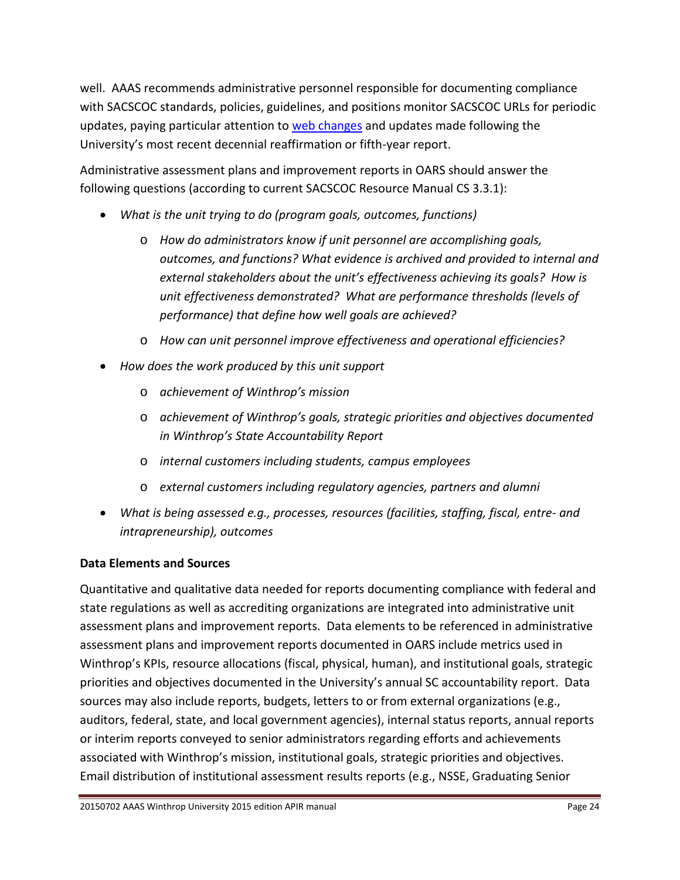well. AAAS recommends administrative personnel responsible for documenting compliance with SACSCOC standards, policies, guidelines, and positions monitor SACSCOC URLs for periodic updates, paying particular attention to web changes and updates made following the University's most recent decennial reaffirmation or fifth-year report.

Administrative assessment plans and improvement reports in OARS should answer the following questions (according to current SACSCOC Resource Manual CS 3.3.1):

- *What is the unit trying to do (program goals, outcomes, functions)*
    - *How do administrators know if unit personnel are accomplishing goals, outcomes, and functions? What evidence is archived and provided to internal and external stakeholders about the unit's effectiveness achieving its goals? How is unit effectiveness demonstrated? What are performance thresholds (levels of performance) that define how well goals are achieved?*
    - *How can unit personnel improve effectiveness and operational efficiencies?*
- *How does the work produced by this unit support*
    - *achievement of Winthrop's mission*
    - *achievement of Winthrop's goals, strategic priorities and objectives documented in Winthrop's State Accountability Report*
    - *internal customers including students, campus employees*
    - *external customers including regulatory agencies, partners and alumni*
- *What is being assessed e.g., processes, resources (facilities, staffing, fiscal, entre- and intrapreneurship), outcomes*

**Data Elements and Sources**

Quantitative and qualitative data needed for reports documenting compliance with federal and state regulations as well as accrediting organizations are integrated into administrative unit assessment plans and improvement reports. Data elements to be referenced in administrative assessment plans and improvement reports documented in OARS include metrics used in Winthrop's KPIs, resource allocations (fiscal, physical, human), and institutional goals, strategic priorities and objectives documented in the University's annual SC accountability report. Data sources may also include reports, budgets, letters to or from external organizations (e.g., auditors, federal, state, and local government agencies), internal status reports, annual reports or interim reports conveyed to senior administrators regarding efforts and achievements associated with Winthrop's mission, institutional goals, strategic priorities and objectives. Email distribution of institutional assessment results reports (e.g., NSSE, Graduating Senior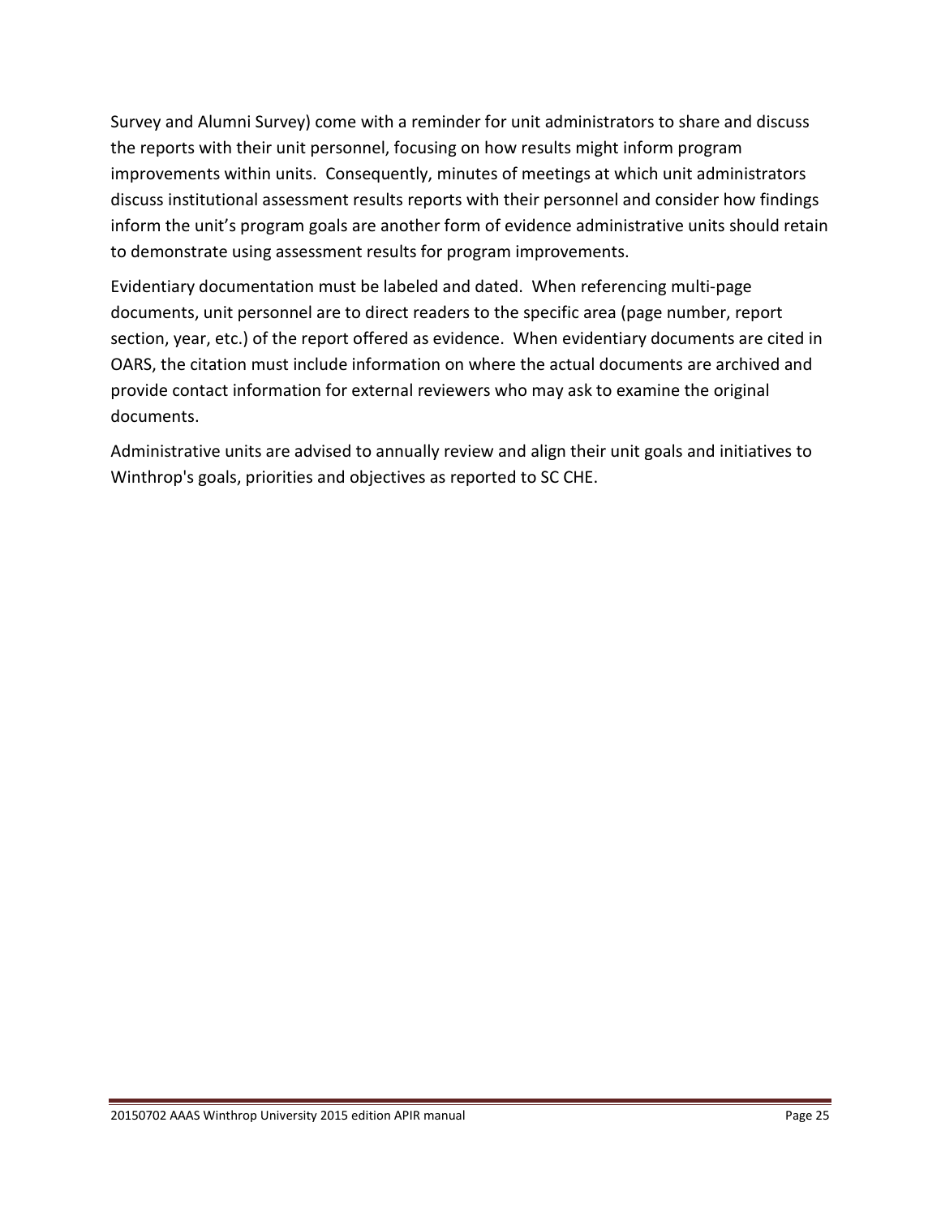Survey and Alumni Survey) come with a reminder for unit administrators to share and discuss the reports with their unit personnel, focusing on how results might inform program improvements within units. Consequently, minutes of meetings at which unit administrators discuss institutional assessment results reports with their personnel and consider how findings inform the unit's program goals are another form of evidence administrative units should retain to demonstrate using assessment results for program improvements.

Evidentiary documentation must be labeled and dated. When referencing multi-page documents, unit personnel are to direct readers to the specific area (page number, report section, year, etc.) of the report offered as evidence. When evidentiary documents are cited in OARS, the citation must include information on where the actual documents are archived and provide contact information for external reviewers who may ask to examine the original documents.

Administrative units are advised to annually review and align their unit goals and initiatives to Winthrop's goals, priorities and objectives as reported to SC CHE.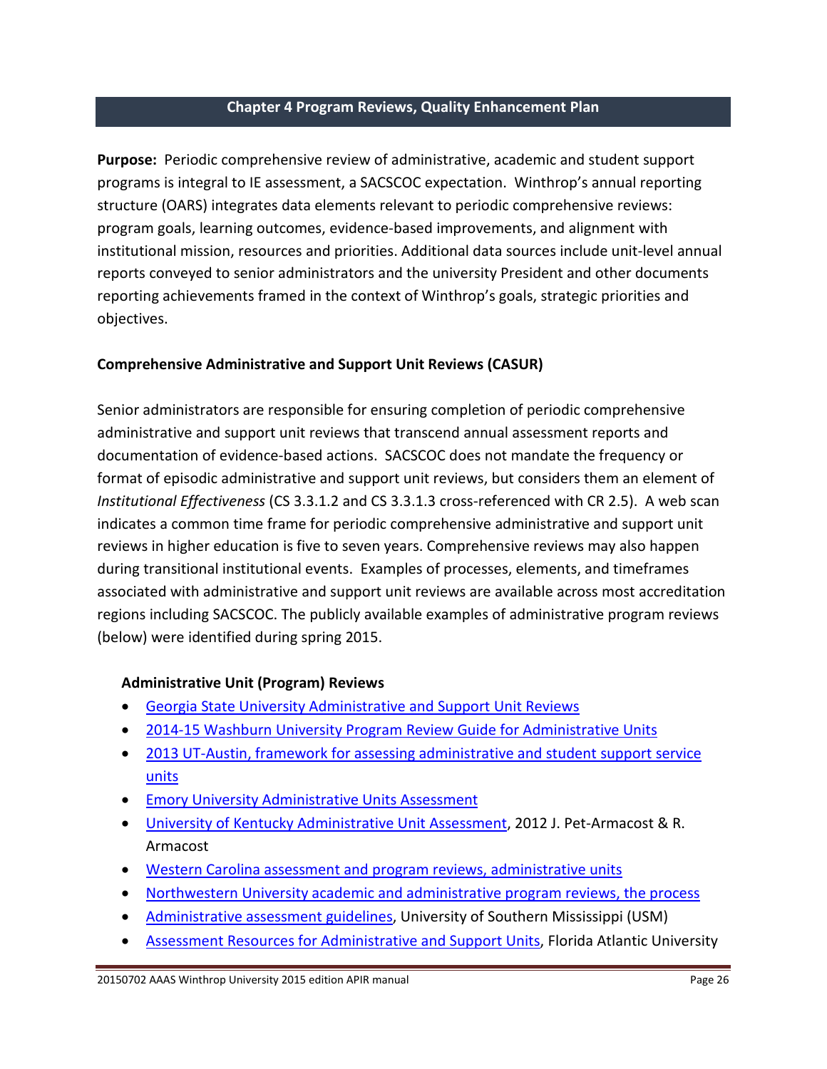# Chapter 4 Program Reviews, Quality Enhancement Plan

**Purpose:** Periodic comprehensive review of administrative, academic and student support programs is integral to IE assessment, a SACSCOC expectation. Winthrop's annual reporting structure (OARS) integrates data elements relevant to periodic comprehensive reviews: program goals, learning outcomes, evidence-based improvements, and alignment with institutional mission, resources and priorities. Additional data sources include unit-level annual reports conveyed to senior administrators and the university President and other documents reporting achievements framed in the context of Winthrop's goals, strategic priorities and objectives.

## Comprehensive Administrative and Support Unit Reviews (CASUR)

Senior administrators are responsible for ensuring completion of periodic comprehensive administrative and support unit reviews that transcend annual assessment reports and documentation of evidence-based actions. SACSCOC does not mandate the frequency or format of episodic administrative and support unit reviews, but considers them an element of *Institutional Effectiveness* (CS 3.3.1.2 and CS 3.3.1.3 cross-referenced with CR 2.5). A web scan indicates a common time frame for periodic comprehensive administrative and support unit reviews in higher education is five to seven years. Comprehensive reviews may also happen during transitional institutional events. Examples of processes, elements, and timeframes associated with administrative and support unit reviews are available across most accreditation regions including SACSCOC. The publicly available examples of administrative program reviews (below) were identified during spring 2015.

### Administrative Unit (Program) Reviews

- Georgia State University Administrative and Support Unit Reviews
- 2014-15 Washburn University Program Review Guide for Administrative Units
- 2013 UT-Austin, framework for assessing administrative and student support service units
- Emory University Administrative Units Assessment
- University of Kentucky Administrative Unit Assessment, 2012 J. Pet-Armacost & R. Armacost
- Western Carolina assessment and program reviews, administrative units
- Northwestern University academic and administrative program reviews, the process
- Administrative assessment guidelines, University of Southern Mississippi (USM)
- Assessment Resources for Administrative and Support Units, Florida Atlantic University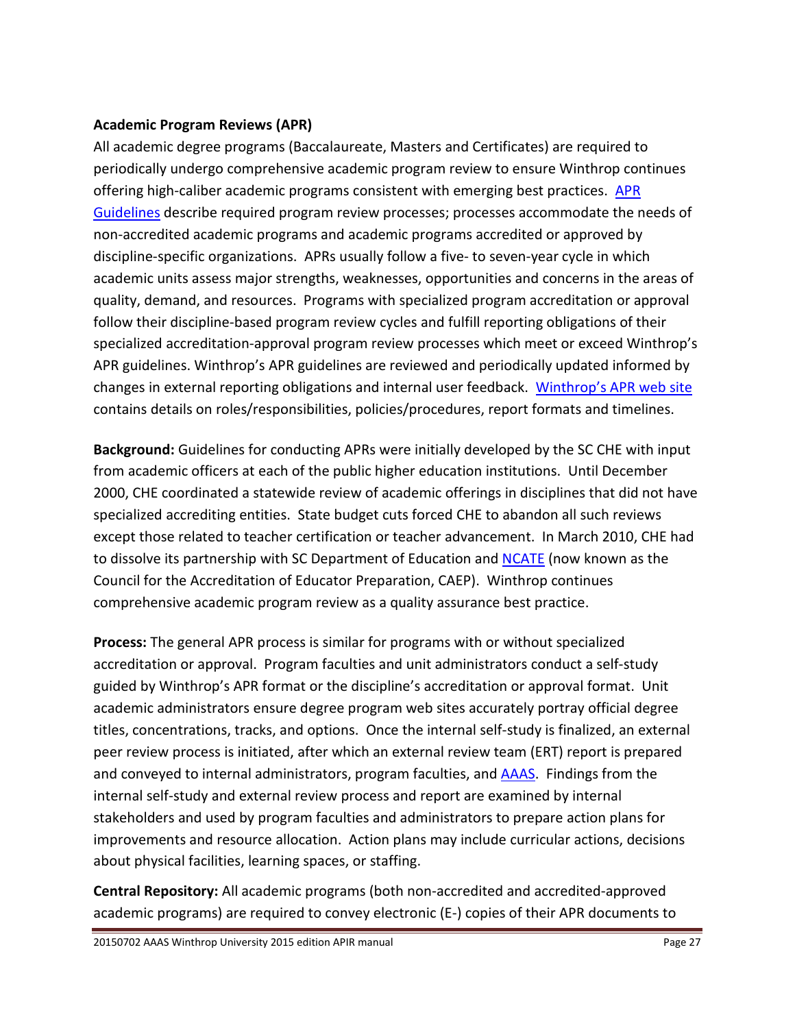**Academic Program Reviews (APR)**

All academic degree programs (Baccalaureate, Masters and Certificates) are required to periodically undergo comprehensive academic program review to ensure Winthrop continues offering high-caliber academic programs consistent with emerging best practices. APR Guidelines describe required program review processes; processes accommodate the needs of non-accredited academic programs and academic programs accredited or approved by discipline-specific organizations. APRs usually follow a five- to seven-year cycle in which academic units assess major strengths, weaknesses, opportunities and concerns in the areas of quality, demand, and resources. Programs with specialized program accreditation or approval follow their discipline-based program review cycles and fulfill reporting obligations of their specialized accreditation-approval program review processes which meet or exceed Winthrop's APR guidelines. Winthrop's APR guidelines are reviewed and periodically updated informed by changes in external reporting obligations and internal user feedback. Winthrop's APR web site contains details on roles/responsibilities, policies/procedures, report formats and timelines.

**Background:** Guidelines for conducting APRs were initially developed by the SC CHE with input from academic officers at each of the public higher education institutions. Until December 2000, CHE coordinated a statewide review of academic offerings in disciplines that did not have specialized accrediting entities. State budget cuts forced CHE to abandon all such reviews except those related to teacher certification or teacher advancement. In March 2010, CHE had to dissolve its partnership with SC Department of Education and NCATE (now known as the Council for the Accreditation of Educator Preparation, CAEP). Winthrop continues comprehensive academic program review as a quality assurance best practice.

**Process:** The general APR process is similar for programs with or without specialized accreditation or approval. Program faculties and unit administrators conduct a self-study guided by Winthrop's APR format or the discipline's accreditation or approval format. Unit academic administrators ensure degree program web sites accurately portray official degree titles, concentrations, tracks, and options. Once the internal self-study is finalized, an external peer review process is initiated, after which an external review team (ERT) report is prepared and conveyed to internal administrators, program faculties, and AAAS. Findings from the internal self-study and external review process and report are examined by internal stakeholders and used by program faculties and administrators to prepare action plans for improvements and resource allocation. Action plans may include curricular actions, decisions about physical facilities, learning spaces, or staffing.

**Central Repository:** All academic programs (both non-accredited and accredited-approved academic programs) are required to convey electronic (E-) copies of their APR documents to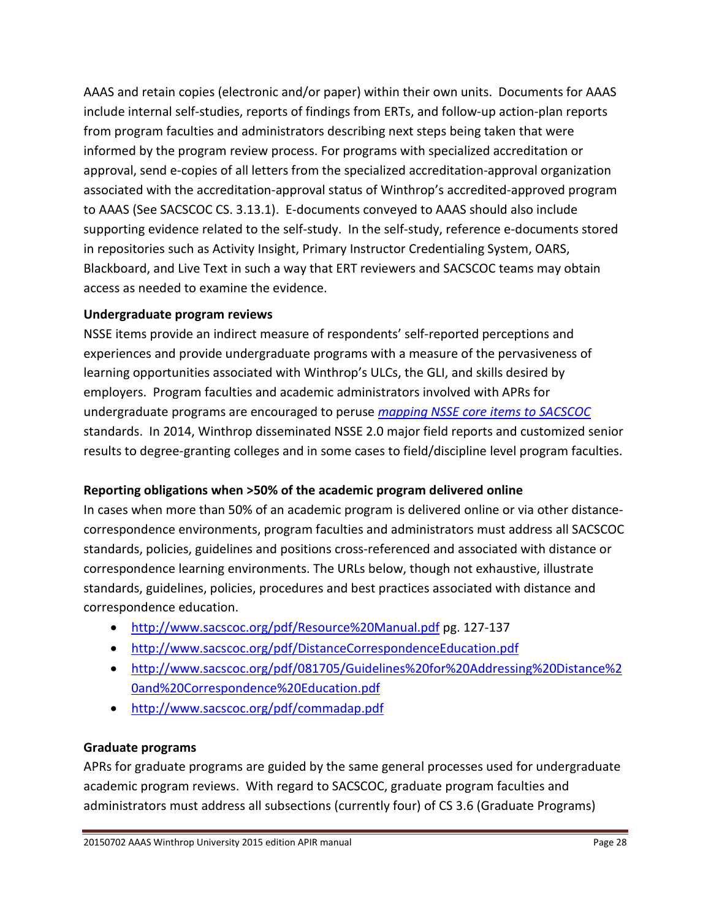AAAS and retain copies (electronic and/or paper) within their own units. Documents for AAAS include internal self-studies, reports of findings from ERTs, and follow-up action-plan reports from program faculties and administrators describing next steps being taken that were informed by the program review process. For programs with specialized accreditation or approval, send e-copies of all letters from the specialized accreditation-approval organization associated with the accreditation-approval status of Winthrop's accredited-approved program to AAAS (See SACSCOC CS. 3.13.1). E-documents conveyed to AAAS should also include supporting evidence related to the self-study. In the self-study, reference e-documents stored in repositories such as Activity Insight, Primary Instructor Credentialing System, OARS, Blackboard, and Live Text in such a way that ERT reviewers and SACSCOC teams may obtain access as needed to examine the evidence.

**Undergraduate program reviews**

NSSE items provide an indirect measure of respondents' self-reported perceptions and experiences and provide undergraduate programs with a measure of the pervasiveness of learning opportunities associated with Winthrop's ULCs, the GLI, and skills desired by employers. Program faculties and academic administrators involved with APRs for undergraduate programs are encouraged to peruse *mapping NSSE core items to SACSCOC* standards. In 2014, Winthrop disseminated NSSE 2.0 major field reports and customized senior results to degree-granting colleges and in some cases to field/discipline level program faculties.

**Reporting obligations when >50% of the academic program delivered online**

In cases when more than 50% of an academic program is delivered online or via other distance-correspondence environments, program faculties and administrators must address all SACSCOC standards, policies, guidelines and positions cross-referenced and associated with distance or correspondence learning environments. The URLs below, though not exhaustive, illustrate standards, guidelines, policies, procedures and best practices associated with distance and correspondence education.

- http://www.sacscoc.org/pdf/Resource%20Manual.pdf pg. 127-137
- http://www.sacscoc.org/pdf/DistanceCorrespondenceEducation.pdf
- http://www.sacscoc.org/pdf/081705/Guidelines%20for%20Addressing%20Distance%20and%20Correspondence%20Education.pdf
- http://www.sacscoc.org/pdf/commadap.pdf

**Graduate programs**

APRs for graduate programs are guided by the same general processes used for undergraduate academic program reviews. With regard to SACSCOC, graduate program faculties and administrators must address all subsections (currently four) of CS 3.6 (Graduate Programs)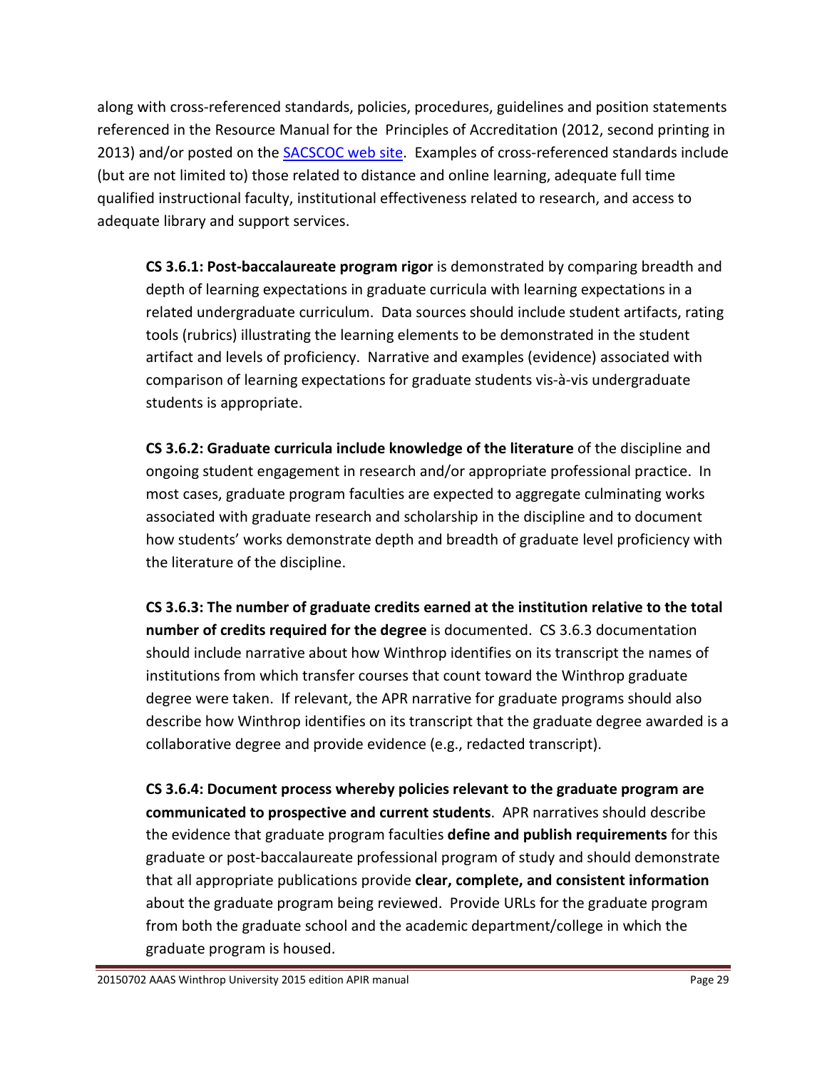along with cross-referenced standards, policies, procedures, guidelines and position statements referenced in the Resource Manual for the Principles of Accreditation (2012, second printing in 2013) and/or posted on the [SACSCOC web site](). Examples of cross-referenced standards include (but are not limited to) those related to distance and online learning, adequate full time qualified instructional faculty, institutional effectiveness related to research, and access to adequate library and support services.

**CS 3.6.1: Post-baccalaureate program rigor** is demonstrated by comparing breadth and depth of learning expectations in graduate curricula with learning expectations in a related undergraduate curriculum. Data sources should include student artifacts, rating tools (rubrics) illustrating the learning elements to be demonstrated in the student artifact and levels of proficiency. Narrative and examples (evidence) associated with comparison of learning expectations for graduate students vis-à-vis undergraduate students is appropriate.

**CS 3.6.2: Graduate curricula include knowledge of the literature** of the discipline and ongoing student engagement in research and/or appropriate professional practice. In most cases, graduate program faculties are expected to aggregate culminating works associated with graduate research and scholarship in the discipline and to document how students' works demonstrate depth and breadth of graduate level proficiency with the literature of the discipline.

**CS 3.6.3: The number of graduate credits earned at the institution relative to the total number of credits required for the degree** is documented. CS 3.6.3 documentation should include narrative about how Winthrop identifies on its transcript the names of institutions from which transfer courses that count toward the Winthrop graduate degree were taken. If relevant, the APR narrative for graduate programs should also describe how Winthrop identifies on its transcript that the graduate degree awarded is a collaborative degree and provide evidence (e.g., redacted transcript).

**CS 3.6.4: Document process whereby policies relevant to the graduate program are communicated to prospective and current students**. APR narratives should describe the evidence that graduate program faculties **define and publish requirements** for this graduate or post-baccalaureate professional program of study and should demonstrate that all appropriate publications provide **clear, complete, and consistent information** about the graduate program being reviewed. Provide URLs for the graduate program from both the graduate school and the academic department/college in which the graduate program is housed.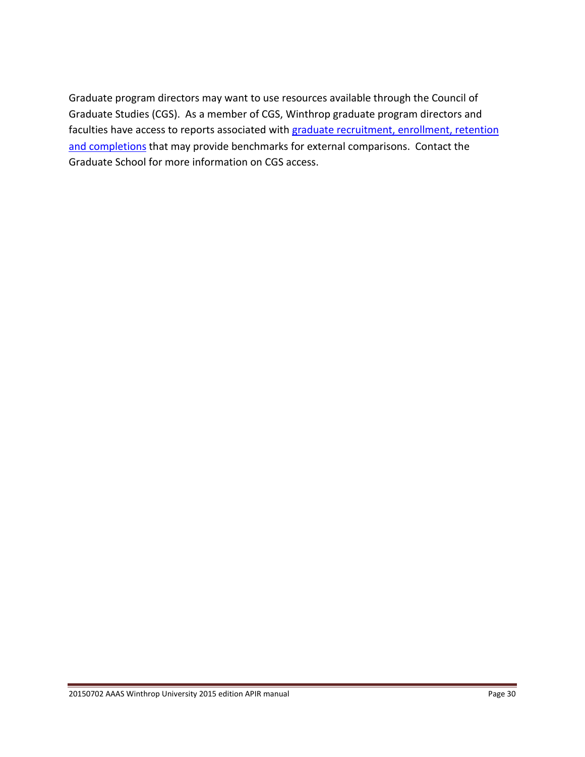Graduate program directors may want to use resources available through the Council of Graduate Studies (CGS).  As a member of CGS, Winthrop graduate program directors and faculties have access to reports associated with graduate recruitment, enrollment, retention and completions that may provide benchmarks for external comparisons.  Contact the Graduate School for more information on CGS access.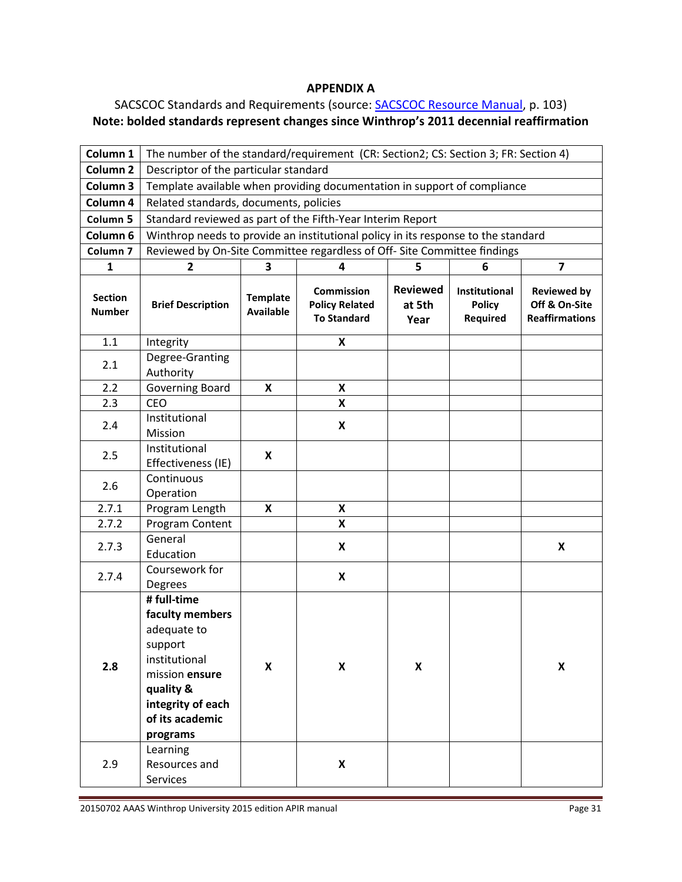**APPENDIX A**

SACSCOC Standards and Requirements (source: SACSCOC Resource Manual, p. 103)

**Note: bolded standards represent changes since Winthrop's 2011 decennial reaffirmation**

| **Column 1** | The number of the standard/requirement (CR: Section2; CS: Section 3; FR: Section 4) |
|---|---|
| **Column 2** | Descriptor of the particular standard |
| **Column 3** | Template available when providing documentation in support of compliance |
| **Column 4** | Related standards, documents, policies |
| **Column 5** | Standard reviewed as part of the Fifth-Year Interim Report |
| **Column 6** | Winthrop needs to provide an institutional policy in its response to the standard |
| **Column 7** | Reviewed by On-Site Committee regardless of Off- Site Committee findings |

| **1** | **2** | **3** | **4** | **5** | **6** | **7** |
|---|---|---|---|---|---|---|
| **Section Number** | **Brief Description** | **Template Available** | **Commission Policy Related To Standard** | **Reviewed at 5th Year** | **Institutional Policy Required** | **Reviewed by Off & On-Site Reaffirmations** |
| 1.1 | Integrity | | **X** | | | |
| 2.1 | Degree-Granting Authority | | | | | |
| 2.2 | Governing Board | **X** | **X** | | | |
| 2.3 | CEO | | **X** | | | |
| 2.4 | Institutional Mission | | **X** | | | |
| 2.5 | Institutional Effectiveness (IE) | **X** | | | | |
| 2.6 | Continuous Operation | | | | | |
| 2.7.1 | Program Length | **X** | **X** | | | |
| 2.7.2 | Program Content | | **X** | | | |
| 2.7.3 | General Education | | **X** | | | **X** |
| 2.7.4 | Coursework for Degrees | | **X** | | | |
| **2.8** | **# full-time faculty members** adequate to support institutional mission **ensure quality & integrity of each of its academic programs** | **X** | **X** | **X** | | **X** |
| 2.9 | Learning Resources and Services | | **X** | | | |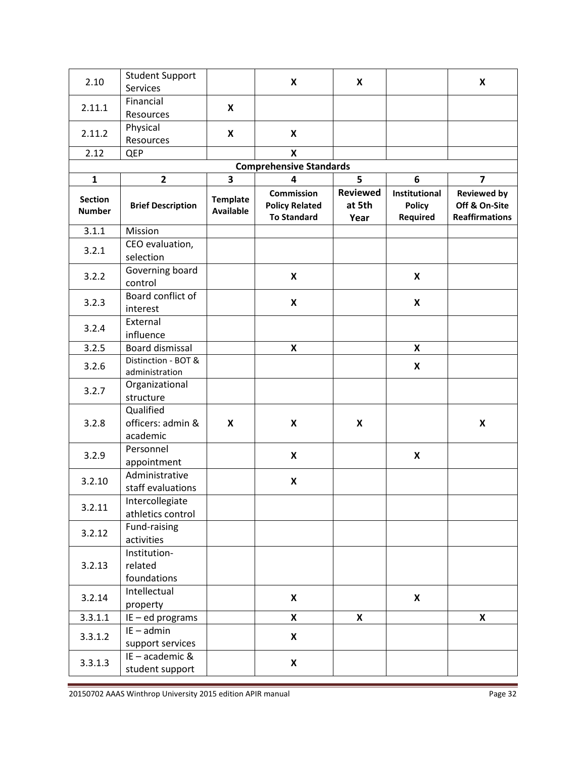| 2.10 | Student Support Services | | X | X | | X |
|---|---|---|---|---|---|---|
| 2.11.1 | Financial Resources | X | | | | |
| 2.11.2 | Physical Resources | X | X | | | |
| 2.12 | QEP | | X | | | |
| **Comprehensive Standards** | | | | | | |
| **1** | **2** | **3** | **4** | **5** | **6** | **7** |
| **Section Number** | **Brief Description** | **Template Available** | **Commission Policy Related To Standard** | **Reviewed at 5th Year** | **Institutional Policy Required** | **Reviewed by Off & On-Site Reaffirmations** |
| 3.1.1 | Mission | | | | | |
| 3.2.1 | CEO evaluation, selection | | | | | |
| 3.2.2 | Governing board control | | X | | X | |
| 3.2.3 | Board conflict of interest | | X | | X | |
| 3.2.4 | External influence | | | | | |
| 3.2.5 | Board dismissal | | X | | X | |
| 3.2.6 | Distinction - BOT & administration | | | | X | |
| 3.2.7 | Organizational structure | | | | | |
| 3.2.8 | Qualified officers: admin & academic | X | X | X | | X |
| 3.2.9 | Personnel appointment | | X | | X | |
| 3.2.10 | Administrative staff evaluations | | X | | | |
| 3.2.11 | Intercollegiate athletics control | | | | | |
| 3.2.12 | Fund-raising activities | | | | | |
| 3.2.13 | Institution-related foundations | | | | | |
| 3.2.14 | Intellectual property | | X | | X | |
| 3.3.1.1 | IE – ed programs | | X | X | | X |
| 3.3.1.2 | IE – admin support services | | X | | | |
| 3.3.1.3 | IE – academic & student support | | X | | | |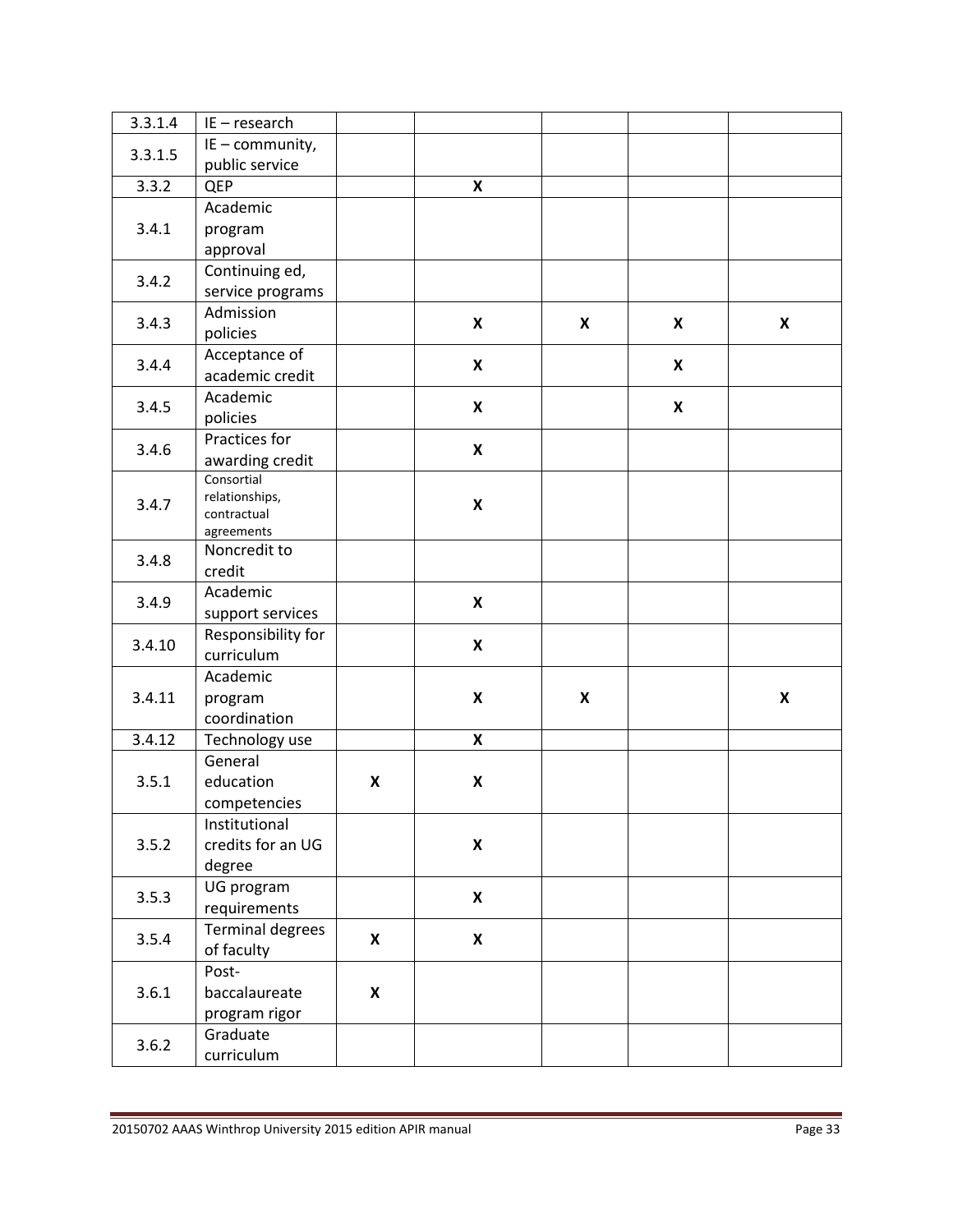| 3.3.1.4 | IE – research | | | | | |
|---|---|---|---|---|---|---|
| 3.3.1.5 | IE – community, public service | | | | | |
| 3.3.2 | QEP | | X | | | |
| 3.4.1 | Academic program approval | | | | | |
| 3.4.2 | Continuing ed, service programs | | | | | |
| 3.4.3 | Admission policies | | X | X | X | X |
| 3.4.4 | Acceptance of academic credit | | X | | X | |
| 3.4.5 | Academic policies | | X | | X | |
| 3.4.6 | Practices for awarding credit | | X | | | |
| 3.4.7 | Consortial relationships, contractual agreements | | X | | | |
| 3.4.8 | Noncredit to credit | | | | | |
| 3.4.9 | Academic support services | | X | | | |
| 3.4.10 | Responsibility for curriculum | | X | | | |
| 3.4.11 | Academic program coordination | | X | X | | X |
| 3.4.12 | Technology use | | X | | | |
| 3.5.1 | General education competencies | X | X | | | |
| 3.5.2 | Institutional credits for an UG degree | | X | | | |
| 3.5.3 | UG program requirements | | X | | | |
| 3.5.4 | Terminal degrees of faculty | X | X | | | |
| 3.6.1 | Post-baccalaureate program rigor | X | | | | |
| 3.6.2 | Graduate curriculum | | | | | |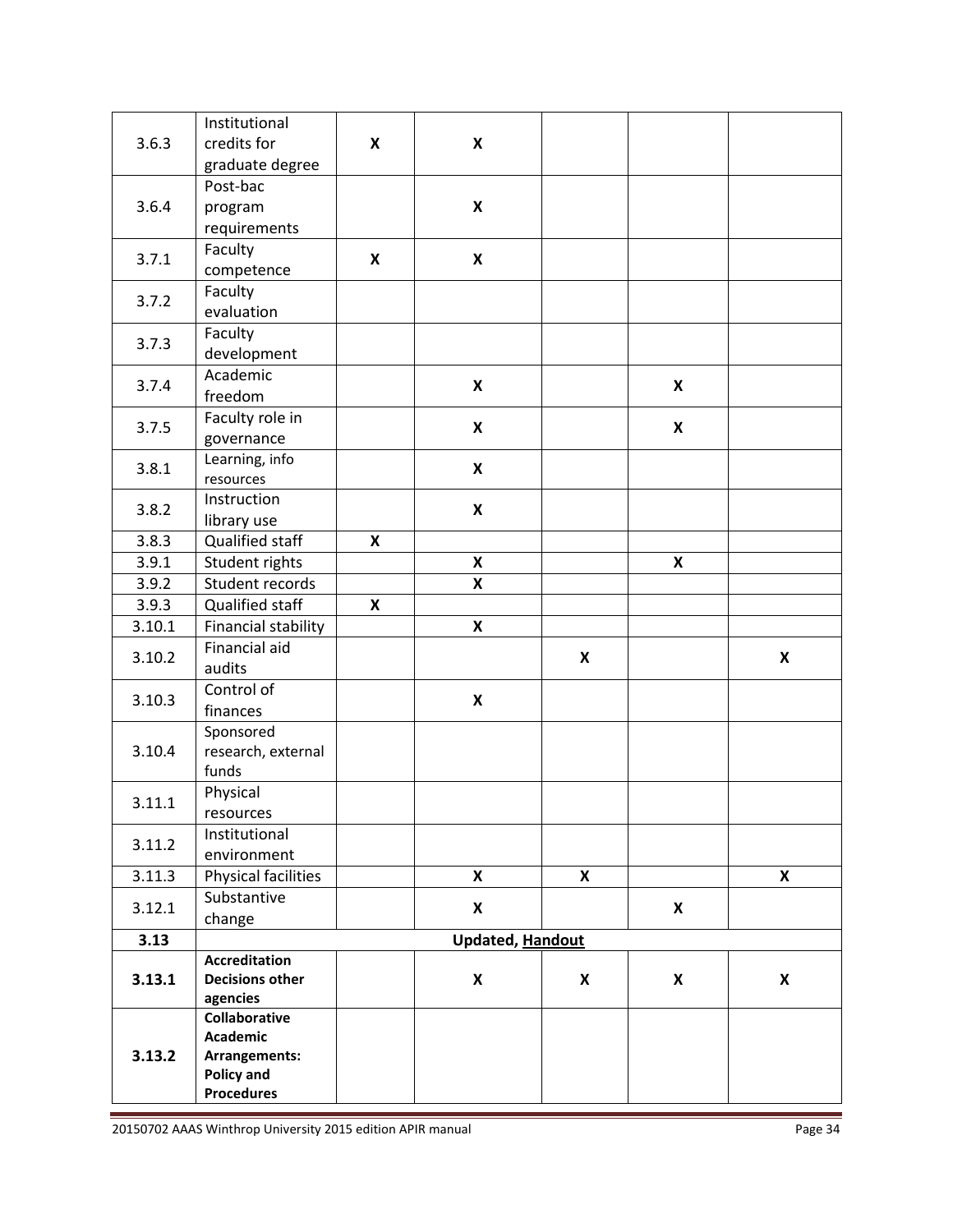| | | | | | | |
|---|---|---|---|---|---|---|
| 3.6.3 | Institutional credits for graduate degree | X | X | | | |
| 3.6.4 | Post-bac program requirements | | X | | | |
| 3.7.1 | Faculty competence | X | X | | | |
| 3.7.2 | Faculty evaluation | | | | | |
| 3.7.3 | Faculty development | | | | | |
| 3.7.4 | Academic freedom | | X | | X | |
| 3.7.5 | Faculty role in governance | | X | | X | |
| 3.8.1 | Learning, info resources | | X | | | |
| 3.8.2 | Instruction library use | | X | | | |
| 3.8.3 | Qualified staff | X | | | | |
| 3.9.1 | Student rights | | X | | X | |
| 3.9.2 | Student records | | X | | | |
| 3.9.3 | Qualified staff | X | | | | |
| 3.10.1 | Financial stability | | X | | | |
| 3.10.2 | Financial aid audits | | | X | | X |
| 3.10.3 | Control of finances | | X | | | |
| 3.10.4 | Sponsored research, external funds | | | | | |
| 3.11.1 | Physical resources | | | | | |
| 3.11.2 | Institutional environment | | | | | |
| 3.11.3 | Physical facilities | | X | X | | X |
| 3.12.1 | Substantive change | | X | | X | |
| **3.13** | **Updated, Handout** | | | | | |
| **3.13.1** | **Accreditation Decisions other agencies** | | X | X | X | X |
| **3.13.2** | **Collaborative Academic Arrangements: Policy and Procedures** | | | | | |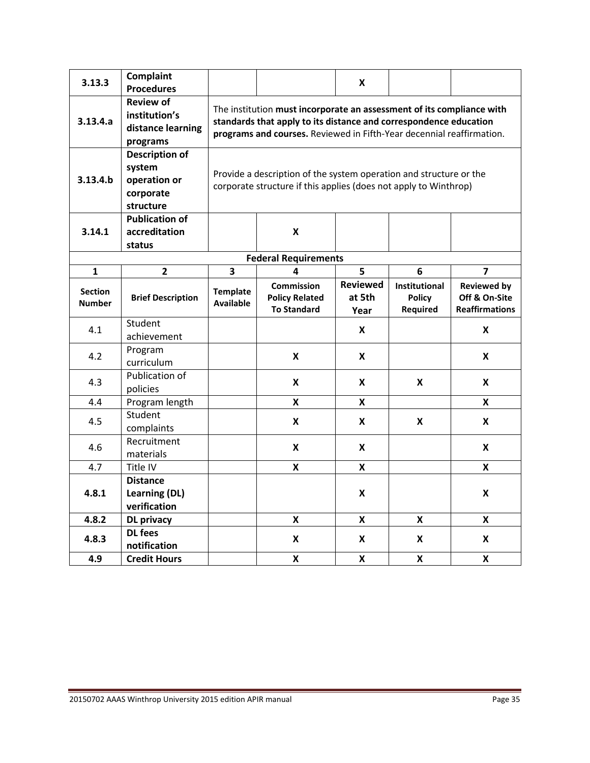| | | | | | | |
|---|---|---|---|---|---|---|
| **3.13.3** | **Complaint Procedures** | | | X | | |
| **3.13.4.a** | **Review of institution's distance learning programs** | The institution **must incorporate an assessment of its compliance with standards that apply to its distance and correspondence education programs and courses.** Reviewed in Fifth-Year decennial reaffirmation. | | | | |
| **3.13.4.b** | **Description of system operation or corporate structure** | Provide a description of the system operation and structure or the corporate structure if this applies (does not apply to Winthrop) | | | | |
| **3.14.1** | **Publication of accreditation status** | | X | | | |
| **Federal Requirements** | | | | | | |
| **1** | **2** | **3** | **4** | **5** | **6** | **7** |
| **Section Number** | **Brief Description** | **Template Available** | **Commission Policy Related To Standard** | **Reviewed at 5th Year** | **Institutional Policy Required** | **Reviewed by Off & On-Site Reaffirmations** |
| 4.1 | Student achievement | | | X | | X |
| 4.2 | Program curriculum | | X | X | | X |
| 4.3 | Publication of policies | | X | X | X | X |
| 4.4 | Program length | | X | X | | X |
| 4.5 | Student complaints | | X | X | X | X |
| 4.6 | Recruitment materials | | X | X | | X |
| 4.7 | Title IV | | X | X | | X |
| **4.8.1** | **Distance Learning (DL) verification** | | | X | | X |
| **4.8.2** | **DL privacy** | | X | X | X | X |
| **4.8.3** | **DL fees notification** | | X | X | X | X |
| **4.9** | **Credit Hours** | | X | X | X | X |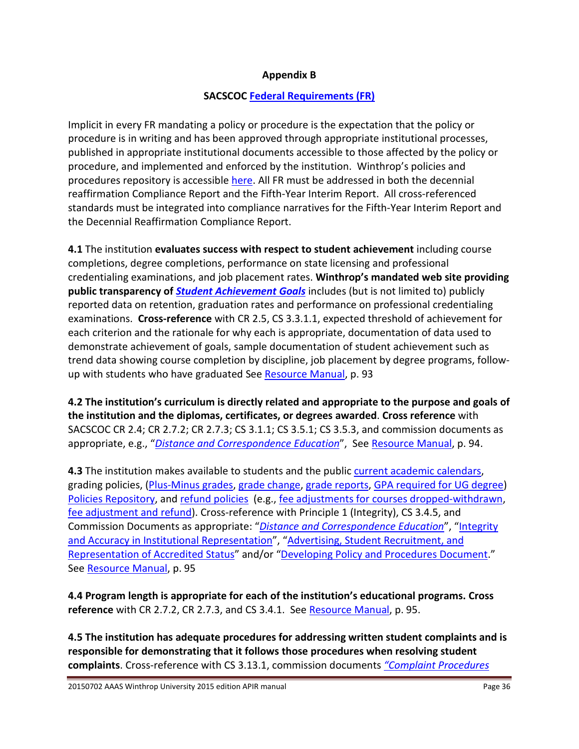**Appendix B**

**SACSCOC Federal Requirements (FR)**

Implicit in every FR mandating a policy or procedure is the expectation that the policy or procedure is in writing and has been approved through appropriate institutional processes, published in appropriate institutional documents accessible to those affected by the policy or procedure, and implemented and enforced by the institution. Winthrop's policies and procedures repository is accessible here. All FR must be addressed in both the decennial reaffirmation Compliance Report and the Fifth-Year Interim Report. All cross-referenced standards must be integrated into compliance narratives for the Fifth-Year Interim Report and the Decennial Reaffirmation Compliance Report.

**4.1** The institution **evaluates success with respect to student achievement** including course completions, degree completions, performance on state licensing and professional credentialing examinations, and job placement rates. **Winthrop's mandated web site providing public transparency of *Student Achievement Goals*** includes (but is not limited to) publicly reported data on retention, graduation rates and performance on professional credentialing examinations. **Cross-reference** with CR 2.5, CS 3.3.1.1, expected threshold of achievement for each criterion and the rationale for why each is appropriate, documentation of data used to demonstrate achievement of goals, sample documentation of student achievement such as trend data showing course completion by discipline, job placement by degree programs, follow-up with students who have graduated See Resource Manual, p. 93

**4.2 The institution's curriculum is directly related and appropriate to the purpose and goals of the institution and the diplomas, certificates, or degrees awarded**. **Cross reference** with SACSCOC CR 2.4; CR 2.7.2; CR 2.7.3; CS 3.1.1; CS 3.5.1; CS 3.5.3, and commission documents as appropriate, e.g., "*Distance and Correspondence Education*", See Resource Manual, p. 94.

**4.3** The institution makes available to students and the public current academic calendars, grading policies, (Plus-Minus grades, grade change, grade reports, GPA required for UG degree) Policies Repository, and refund policies (e.g., fee adjustments for courses dropped-withdrawn, fee adjustment and refund). Cross-reference with Principle 1 (Integrity), CS 3.4.5, and Commission Documents as appropriate: "*Distance and Correspondence Education*", "Integrity and Accuracy in Institutional Representation", "Advertising, Student Recruitment, and Representation of Accredited Status" and/or "Developing Policy and Procedures Document." See Resource Manual, p. 95

**4.4 Program length is appropriate for each of the institution's educational programs. Cross reference** with CR 2.7.2, CR 2.7.3, and CS 3.4.1. See Resource Manual, p. 95.

**4.5 The institution has adequate procedures for addressing written student complaints and is responsible for demonstrating that it follows those procedures when resolving student complaints**. Cross-reference with CS 3.13.1, commission documents *"Complaint Procedures*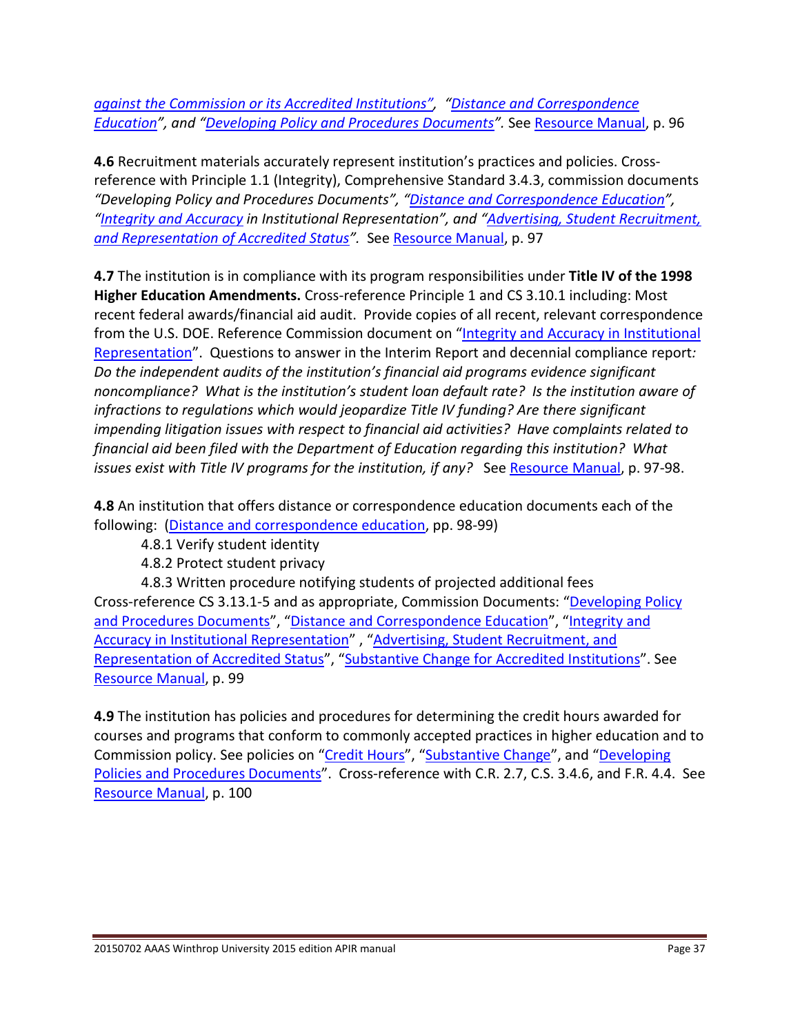*against the Commission or its Accredited Institutions"*, *"Distance and Correspondence Education", and "Developing Policy and Procedures Documents".* See Resource Manual, p. 96

**4.6** Recruitment materials accurately represent institution's practices and policies. Cross-reference with Principle 1.1 (Integrity), Comprehensive Standard 3.4.3, commission documents *"Developing Policy and Procedures Documents", "Distance and Correspondence Education", "Integrity and Accuracy in Institutional Representation", and "Advertising, Student Recruitment, and Representation of Accredited Status".* See Resource Manual, p. 97

**4.7** The institution is in compliance with its program responsibilities under **Title IV of the 1998 Higher Education Amendments.** Cross-reference Principle 1 and CS 3.10.1 including: Most recent federal awards/financial aid audit. Provide copies of all recent, relevant correspondence from the U.S. DOE. Reference Commission document on "Integrity and Accuracy in Institutional Representation". Questions to answer in the Interim Report and decennial compliance report*: Do the independent audits of the institution's financial aid programs evidence significant noncompliance? What is the institution's student loan default rate? Is the institution aware of infractions to regulations which would jeopardize Title IV funding? Are there significant impending litigation issues with respect to financial aid activities? Have complaints related to financial aid been filed with the Department of Education regarding this institution? What issues exist with Title IV programs for the institution, if any?* See Resource Manual, p. 97-98.

**4.8** An institution that offers distance or correspondence education documents each of the following: (Distance and correspondence education, pp. 98-99)

- 4.8.1 Verify student identity
- 4.8.2 Protect student privacy
- 4.8.3 Written procedure notifying students of projected additional fees

Cross-reference CS 3.13.1-5 and as appropriate, Commission Documents: "Developing Policy and Procedures Documents", "Distance and Correspondence Education", "Integrity and Accuracy in Institutional Representation" , "Advertising, Student Recruitment, and Representation of Accredited Status", "Substantive Change for Accredited Institutions". See Resource Manual, p. 99

**4.9** The institution has policies and procedures for determining the credit hours awarded for courses and programs that conform to commonly accepted practices in higher education and to Commission policy. See policies on "Credit Hours", "Substantive Change", and "Developing Policies and Procedures Documents". Cross-reference with C.R. 2.7, C.S. 3.4.6, and F.R. 4.4. See Resource Manual, p. 100